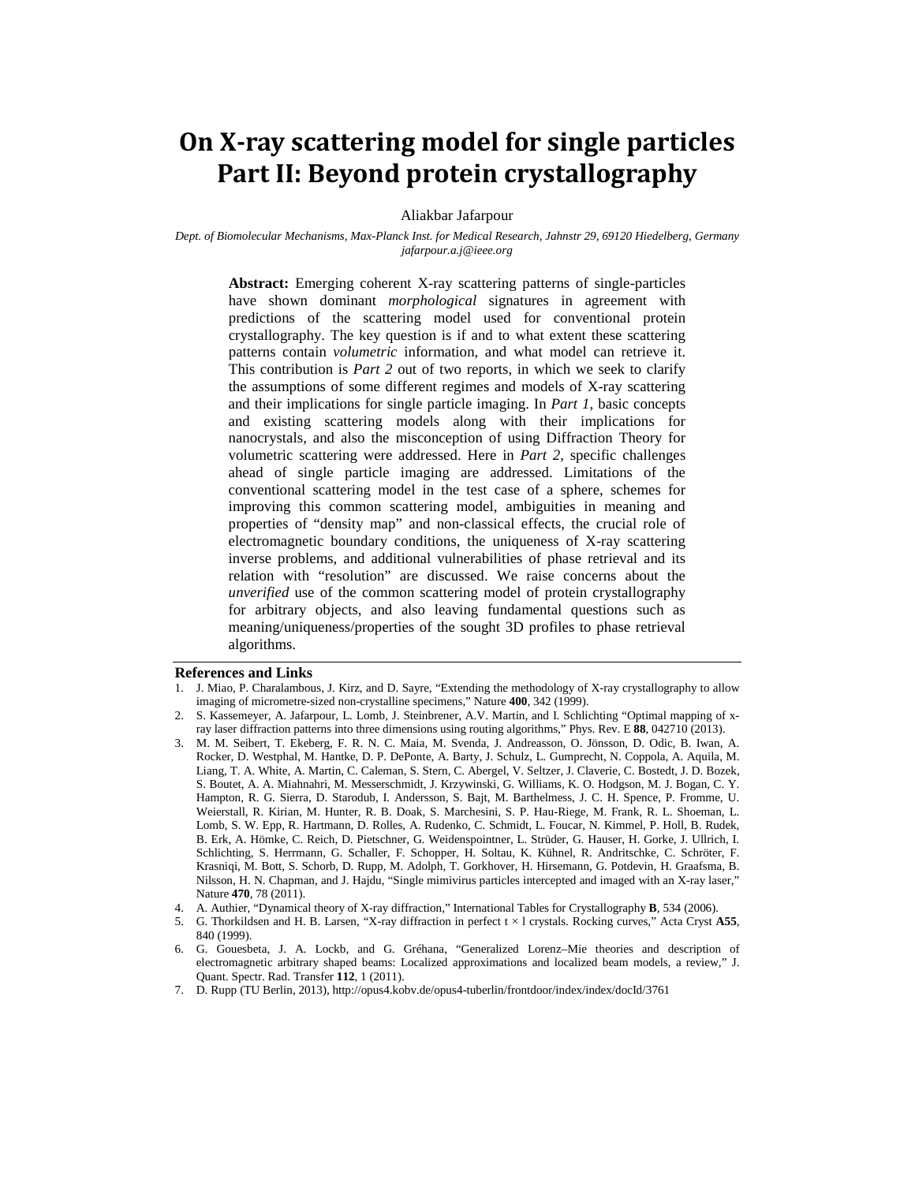# On X-ray scattering model for single particles
# Part II: Beyond protein crystallography

Aliakbar Jafarpour

*Dept. of Biomolecular Mechanisms, Max-Planck Inst. for Medical Research, Jahnstr 29, 69120 Hiedelberg, Germany*
*jafarpour.a.j@ieee.org*

**Abstract:** Emerging coherent X-ray scattering patterns of single-particles have shown dominant *morphological* signatures in agreement with predictions of the scattering model used for conventional protein crystallography. The key question is if and to what extent these scattering patterns contain *volumetric* information, and what model can retrieve it. This contribution is *Part 2* out of two reports, in which we seek to clarify the assumptions of some different regimes and models of X-ray scattering and their implications for single particle imaging. In *Part 1*, basic concepts and existing scattering models along with their implications for nanocrystals, and also the misconception of using Diffraction Theory for volumetric scattering were addressed. Here in *Part 2*, specific challenges ahead of single particle imaging are addressed. Limitations of the conventional scattering model in the test case of a sphere, schemes for improving this common scattering model, ambiguities in meaning and properties of "density map" and non-classical effects, the crucial role of electromagnetic boundary conditions, the uniqueness of X-ray scattering inverse problems, and additional vulnerabilities of phase retrieval and its relation with "resolution" are discussed. We raise concerns about the *unverified* use of the common scattering model of protein crystallography for arbitrary objects, and also leaving fundamental questions such as meaning/uniqueness/properties of the sought 3D profiles to phase retrieval algorithms.

**References and Links**

1. J. Miao, P. Charalambous, J. Kirz, and D. Sayre, "Extending the methodology of X-ray crystallography to allow imaging of micrometre-sized non-crystalline specimens," Nature **400**, 342 (1999).
2. S. Kassemeyer, A. Jafarpour, L. Lomb, J. Steinbrener, A.V. Martin, and I. Schlichting "Optimal mapping of x-ray laser diffraction patterns into three dimensions using routing algorithms," Phys. Rev. E **88**, 042710 (2013).
3. M. M. Seibert, T. Ekeberg, F. R. N. C. Maia, M. Svenda, J. Andreasson, O. Jönsson, D. Odic, B. Iwan, A. Rocker, D. Westphal, M. Hantke, D. P. DePonte, A. Barty, J. Schulz, L. Gumprecht, N. Coppola, A. Aquila, M. Liang, T. A. White, A. Martin, C. Caleman, S. Stern, C. Abergel, V. Seltzer, J. Claverie, C. Bostedt, J. D. Bozek, S. Boutet, A. A. Miahnahri, M. Messerschmidt, J. Krzywinski, G. Williams, K. O. Hodgson, M. J. Bogan, C. Y. Hampton, R. G. Sierra, D. Starodub, I. Andersson, S. Bajt, M. Barthelmess, J. C. H. Spence, P. Fromme, U. Weierstall, R. Kirian, M. Hunter, R. B. Doak, S. Marchesini, S. P. Hau-Riege, M. Frank, R. L. Shoeman, L. Lomb, S. W. Epp, R. Hartmann, D. Rolles, A. Rudenko, C. Schmidt, L. Foucar, N. Kimmel, P. Holl, B. Rudek, B. Erk, A. Hömke, C. Reich, D. Pietschner, G. Weidenspointner, L. Strüder, G. Hauser, H. Gorke, J. Ullrich, I. Schlichting, S. Herrmann, G. Schaller, F. Schopper, H. Soltau, K. Kühnel, R. Andritschke, C. Schröter, F. Krasniqi, M. Bott, S. Schorb, D. Rupp, M. Adolph, T. Gorkhover, H. Hirsemann, G. Potdevin, H. Graafsma, B. Nilsson, H. N. Chapman, and J. Hajdu, "Single mimivirus particles intercepted and imaged with an X-ray laser," Nature **470**, 78 (2011).
4. A. Authier, "Dynamical theory of X-ray diffraction," International Tables for Crystallography **B**, 534 (2006).
5. G. Thorkildsen and H. B. Larsen, "X-ray diffraction in perfect t × l crystals. Rocking curves," Acta Cryst **A55**, 840 (1999).
6. G. Gouesbeta, J. A. Lockb, and G. Gréhana, "Generalized Lorenz–Mie theories and description of electromagnetic arbitrary shaped beams: Localized approximations and localized beam models, a review," J. Quant. Spectr. Rad. Transfer **112**, 1 (2011).
7. D. Rupp (TU Berlin, 2013), http://opus4.kobv.de/opus4-tuberlin/frontdoor/index/index/docId/3761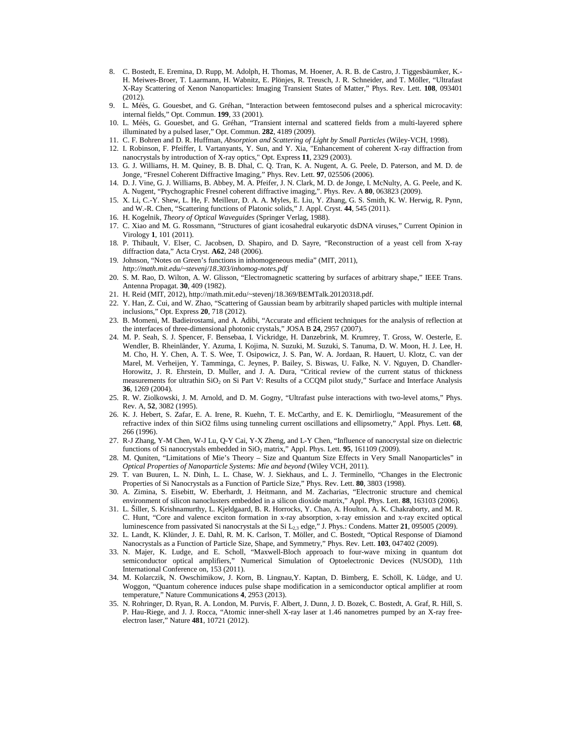8. C. Bostedt, E. Eremina, D. Rupp, M. Adolph, H. Thomas, M. Hoener, A. R. B. de Castro, J. Tiggesbäumker, K.-H. Meiwes-Broer, T. Laarmann, H. Wabnitz, E. Plönjes, R. Treusch, J. R. Schneider, and T. Möller, "Ultrafast X-Ray Scattering of Xenon Nanoparticles: Imaging Transient States of Matter," Phys. Rev. Lett. **108**, 093401 (2012).
9. L. Méès, G. Gouesbet, and G. Gréhan, "Interaction between femtosecond pulses and a spherical microcavity: internal fields," Opt. Commun. **199**, 33 (2001).
10. L. Méès, G. Gouesbet, and G. Gréhan, "Transient internal and scattered fields from a multi-layered sphere illuminated by a pulsed laser," Opt. Commun. **282**, 4189 (2009).
11. C. F. Bohren and D. R. Huffman, *Absorption and Scattering of Light by Small Particles* (Wiley-VCH, 1998).
12. I. Robinson, F. Pfeiffer, I. Vartanyants, Y. Sun, and Y. Xia, "Enhancement of coherent X-ray diffraction from nanocrystals by introduction of X-ray optics," Opt. Express **11**, 2329 (2003).
13. G. J. Williams, H. M. Quiney, B. B. Dhal, C. Q. Tran, K. A. Nugent, A. G. Peele, D. Paterson, and M. D. de Jonge, "Fresnel Coherent Diffractive Imaging," Phys. Rev. Lett. **97**, 025506 (2006).
14. D. J. Vine, G. J. Williams, B. Abbey, M. A. Pfeifer, J. N. Clark, M. D. de Jonge, I. McNulty, A. G. Peele, and K. A. Nugent, "Ptychographic Fresnel coherent diffractive imaging,". Phys. Rev. A **80**, 063823 (2009).
15. X. Li, C.-Y. Shew, L. He, F. Meilleur, D. A. A. Myles, E. Liu, Y. Zhang, G. S. Smith, K. W. Herwig, R. Pynn, and W.-R. Chen, "Scattering functions of Platonic solids," J. Appl. Cryst. **44**, 545 (2011).
16. H. Kogelnik, *Theory of Optical Waveguides* (Springer Verlag, 1988).
17. C. Xiao and M. G. Rossmann, "Structures of giant icosahedral eukaryotic dsDNA viruses," Current Opinion in Virology **1**, 101 (2011).
18. P. Thibault, V. Elser, C. Jacobsen, D. Shapiro, and D. Sayre, "Reconstruction of a yeast cell from X-ray diffraction data," Acta Cryst. **A62**, 248 (2006).
19. Johnson, "Notes on Green's functions in inhomogeneous media" (MIT, 2011), *http://math.mit.edu/~stevenj/18.303/inhomog-notes.pdf*
20. S. M. Rao, D. Wilton, A. W. Glisson, "Electromagnetic scattering by surfaces of arbitrary shape," IEEE Trans. Antenna Propagat. **30**, 409 (1982).
21. H. Reid (MIT, 2012), http://math.mit.edu/~stevenj/18.369/BEMTalk.20120318.pdf.
22. Y. Han, Z. Cui, and W. Zhao, "Scattering of Gaussian beam by arbitrarily shaped particles with multiple internal inclusions," Opt. Express **20**, 718 (2012).
23. B. Momeni, M. Badieirostami, and A. Adibi, "Accurate and efficient techniques for the analysis of reflection at the interfaces of three-dimensional photonic crystals," JOSA B **24**, 2957 (2007).
24. M. P. Seah, S. J. Spencer, F. Bensebaa, I. Vickridge, H. Danzebrink, M. Krumrey, T. Gross, W. Oesterle, E. Wendler, B. Rheinländer, Y. Azuma, I. Kojima, N. Suzuki, M. Suzuki, S. Tanuma, D. W. Moon, H. J. Lee, H. M. Cho, H. Y. Chen, A. T. S. Wee, T. Osipowicz, J. S. Pan, W. A. Jordaan, R. Hauert, U. Klotz, C. van der Marel, M. Verheijen, Y. Tamminga, C. Jeynes, P. Bailey, S. Biswas, U. Falke, N. V. Nguyen, D. Chandler-Horowitz, J. R. Ehrstein, D. Muller, and J. A. Dura, "Critical review of the current status of thickness measurements for ultrathin $SiO_2$ on Si Part V: Results of a CCQM pilot study," Surface and Interface Analysis **36**, 1269 (2004).
25. R. W. Ziolkowski, J. M. Arnold, and D. M. Gogny, "Ultrafast pulse interactions with two-level atoms," Phys. Rev. A, **52**, 3082 (1995).
26. K. J. Hebert, S. Zafar, E. A. Irene, R. Kuehn, T. E. McCarthy, and E. K. Demirlioglu, "Measurement of the refractive index of thin SiO2 films using tunneling current oscillations and ellipsometry," Appl. Phys. Lett. **68**, 266 (1996).
27. R-J Zhang, Y-M Chen, W-J Lu, Q-Y Cai, Y-X Zheng, and L-Y Chen, "Influence of nanocrystal size on dielectric functions of Si nanocrystals embedded in $SiO_2$ matrix," Appl. Phys. Lett. **95**, 161109 (2009).
28. M. Quniten, "Limitations of Mie's Theory – Size and Quantum Size Effects in Very Small Nanoparticles" in *Optical Properties of Nanoparticle Systems: Mie and beyond* (Wiley VCH, 2011).
29. T. van Buuren, L. N. Dinh, L. L. Chase, W. J. Siekhaus, and L. J. Terminello, "Changes in the Electronic Properties of Si Nanocrystals as a Function of Particle Size," Phys. Rev. Lett. **80**, 3803 (1998).
30. A. Zimina, S. Eisebitt, W. Eberhardt, J. Heitmann, and M. Zacharias, "Electronic structure and chemical environment of silicon nanoclusters embedded in a silicon dioxide matrix," Appl. Phys. Lett. **88**, 163103 (2006).
31. L. Šiller, S. Krishnamurthy, L. Kjeldgaard, B. R. Horrocks, Y. Chao, A. Houlton, A. K. Chakraborty, and M. R. C. Hunt, "Core and valence exciton formation in x-ray absorption, x-ray emission and x-ray excited optical luminescence from passivated Si nanocrystals at the Si $L_{2,3}$ edge," J. Phys.: Condens. Matter **21**, 095005 (2009).
32. L. Landt, K. Klünder, J. E. Dahl, R. M. K. Carlson, T. Möller, and C. Bostedt, "Optical Response of Diamond Nanocrystals as a Function of Particle Size, Shape, and Symmetry," Phys. Rev. Lett. **103**, 047402 (2009).
33. N. Majer, K. Ludge, and E. Scholl, "Maxwell-Bloch approach to four-wave mixing in quantum dot semiconductor optical amplifiers," Numerical Simulation of Optoelectronic Devices (NUSOD), 11th International Conference on, 153 (2011).
34. M. Kolarczik, N. Owschimikow, J. Korn, B. Lingnau,Y. Kaptan, D. Bimberg, E. Schöll, K. Lüdge, and U. Woggon, "Quantum coherence induces pulse shape modification in a semiconductor optical amplifier at room temperature," Nature Communications **4**, 2953 (2013).
35. N. Rohringer, D. Ryan, R. A. London, M. Purvis, F. Albert, J. Dunn, J. D. Bozek, C. Bostedt, A. Graf, R. Hill, S. P. Hau-Riege, and J. J. Rocca, "Atomic inner-shell X-ray laser at 1.46 nanometres pumped by an X-ray free-electron laser," Nature **481**, 10721 (2012).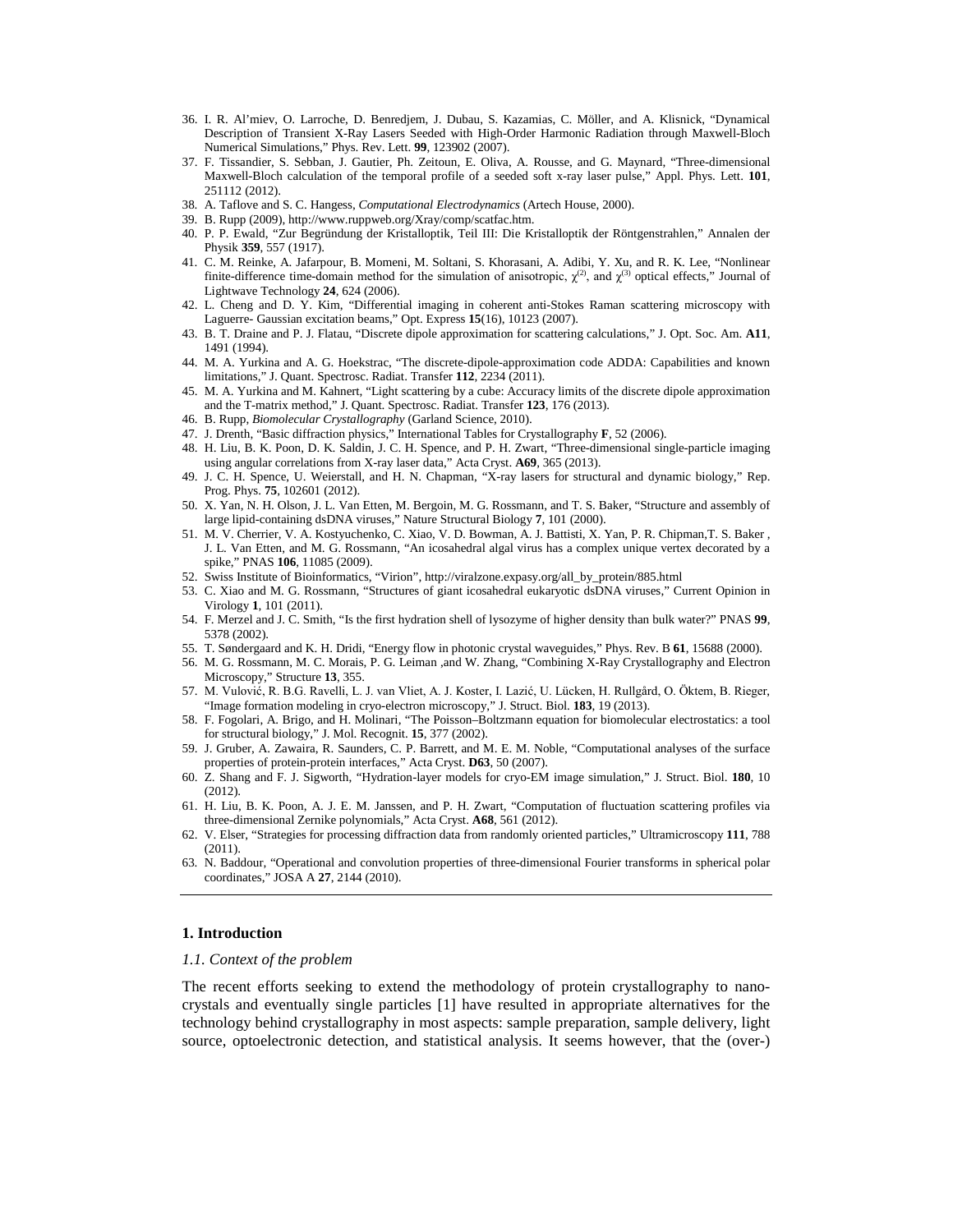36. I. R. Al'miev, O. Larroche, D. Benredjem, J. Dubau, S. Kazamias, C. Möller, and A. Klisnick, "Dynamical Description of Transient X-Ray Lasers Seeded with High-Order Harmonic Radiation through Maxwell-Bloch Numerical Simulations," Phys. Rev. Lett. **99**, 123902 (2007).
37. F. Tissandier, S. Sebban, J. Gautier, Ph. Zeitoun, E. Oliva, A. Rousse, and G. Maynard, "Three-dimensional Maxwell-Bloch calculation of the temporal profile of a seeded soft x-ray laser pulse," Appl. Phys. Lett. **101**, 251112 (2012).
38. A. Taflove and S. C. Hangess, *Computational Electrodynamics* (Artech House, 2000).
39. B. Rupp (2009), http://www.ruppweb.org/Xray/comp/scatfac.htm.
40. P. P. Ewald, "Zur Begründung der Kristalloptik, Teil III: Die Kristalloptik der Röntgenstrahlen," Annalen der Physik **359**, 557 (1917).
41. C. M. Reinke, A. Jafarpour, B. Momeni, M. Soltani, S. Khorasani, A. Adibi, Y. Xu, and R. K. Lee, "Nonlinear finite-difference time-domain method for the simulation of anisotropic, $\chi^{(2)}$, and $\chi^{(3)}$ optical effects," Journal of Lightwave Technology **24**, 624 (2006).
42. L. Cheng and D. Y. Kim, "Differential imaging in coherent anti-Stokes Raman scattering microscopy with Laguerre- Gaussian excitation beams," Opt. Express **15**(16), 10123 (2007).
43. B. T. Draine and P. J. Flatau, "Discrete dipole approximation for scattering calculations," J. Opt. Soc. Am. **A11**, 1491 (1994).
44. M. A. Yurkina and A. G. Hoekstrac, "The discrete-dipole-approximation code ADDA: Capabilities and known limitations," J. Quant. Spectrosc. Radiat. Transfer **112**, 2234 (2011).
45. M. A. Yurkina and M. Kahnert, "Light scattering by a cube: Accuracy limits of the discrete dipole approximation and the T-matrix method," J. Quant. Spectrosc. Radiat. Transfer **123**, 176 (2013).
46. B. Rupp, *Biomolecular Crystallography* (Garland Science, 2010).
47. J. Drenth, "Basic diffraction physics," International Tables for Crystallography **F**, 52 (2006).
48. H. Liu, B. K. Poon, D. K. Saldin, J. C. H. Spence, and P. H. Zwart, "Three-dimensional single-particle imaging using angular correlations from X-ray laser data," Acta Cryst. **A69**, 365 (2013).
49. J. C. H. Spence, U. Weierstall, and H. N. Chapman, "X-ray lasers for structural and dynamic biology," Rep. Prog. Phys. **75**, 102601 (2012).
50. X. Yan, N. H. Olson, J. L. Van Etten, M. Bergoin, M. G. Rossmann, and T. S. Baker, "Structure and assembly of large lipid-containing dsDNA viruses," Nature Structural Biology **7**, 101 (2000).
51. M. V. Cherrier, V. A. Kostyuchenko, C. Xiao, V. D. Bowman, A. J. Battisti, X. Yan, P. R. Chipman,T. S. Baker , J. L. Van Etten, and M. G. Rossmann, "An icosahedral algal virus has a complex unique vertex decorated by a spike," PNAS **106**, 11085 (2009).
52. Swiss Institute of Bioinformatics, "Virion", http://viralzone.expasy.org/all_by_protein/885.html
53. C. Xiao and M. G. Rossmann, "Structures of giant icosahedral eukaryotic dsDNA viruses," Current Opinion in Virology **1**, 101 (2011).
54. F. Merzel and J. C. Smith, "Is the first hydration shell of lysozyme of higher density than bulk water?" PNAS **99**, 5378 (2002).
55. T. Søndergaard and K. H. Dridi, "Energy flow in photonic crystal waveguides," Phys. Rev. B **61**, 15688 (2000).
56. M. G. Rossmann, M. C. Morais, P. G. Leiman ,and W. Zhang, "Combining X-Ray Crystallography and Electron Microscopy," Structure **13**, 355.
57. M. Vulović, R. B.G. Ravelli, L. J. van Vliet, A. J. Koster, I. Lazić, U. Lücken, H. Rullgård, O. Öktem, B. Rieger, "Image formation modeling in cryo-electron microscopy," J. Struct. Biol. **183**, 19 (2013).
58. F. Fogolari, A. Brigo, and H. Molinari, "The Poisson–Boltzmann equation for biomolecular electrostatics: a tool for structural biology," J. Mol. Recognit. **15**, 377 (2002).
59. J. Gruber, A. Zawaira, R. Saunders, C. P. Barrett, and M. E. M. Noble, "Computational analyses of the surface properties of protein-protein interfaces," Acta Cryst. **D63**, 50 (2007).
60. Z. Shang and F. J. Sigworth, "Hydration-layer models for cryo-EM image simulation," J. Struct. Biol. **180**, 10 (2012).
61. H. Liu, B. K. Poon, A. J. E. M. Janssen, and P. H. Zwart, "Computation of fluctuation scattering profiles via three-dimensional Zernike polynomials," Acta Cryst. **A68**, 561 (2012).
62. V. Elser, "Strategies for processing diffraction data from randomly oriented particles," Ultramicroscopy **111**, 788 (2011).
63. N. Baddour, "Operational and convolution properties of three-dimensional Fourier transforms in spherical polar coordinates," JOSA A **27**, 2144 (2010).

---

## 1. Introduction

### *1.1. Context of the problem*

The recent efforts seeking to extend the methodology of protein crystallography to nano-crystals and eventually single particles [1] have resulted in appropriate alternatives for the technology behind crystallography in most aspects: sample preparation, sample delivery, light source, optoelectronic detection, and statistical analysis. It seems however, that the (over-)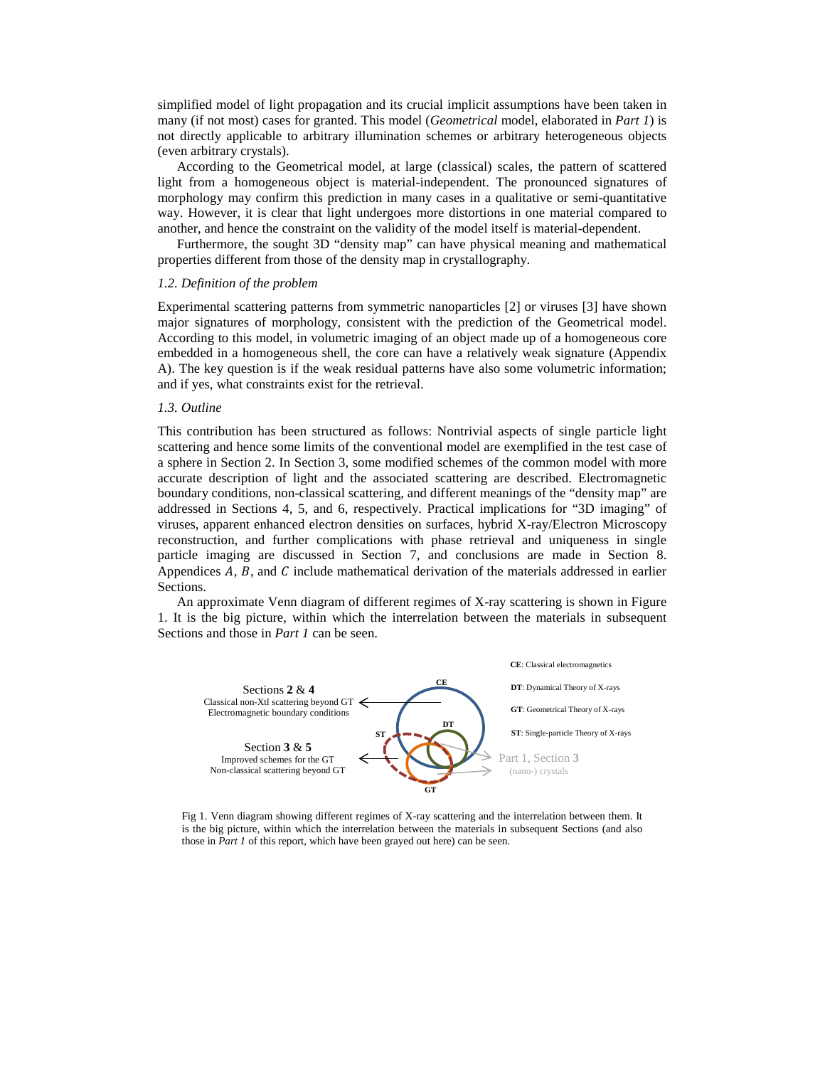simplified model of light propagation and its crucial implicit assumptions have been taken in many (if not most) cases for granted. This model (*Geometrical* model, elaborated in *Part 1*) is not directly applicable to arbitrary illumination schemes or arbitrary heterogeneous objects (even arbitrary crystals).

According to the Geometrical model, at large (classical) scales, the pattern of scattered light from a homogeneous object is material-independent. The pronounced signatures of morphology may confirm this prediction in many cases in a qualitative or semi-quantitative way. However, it is clear that light undergoes more distortions in one material compared to another, and hence the constraint on the validity of the model itself is material-dependent.

Furthermore, the sought 3D "density map" can have physical meaning and mathematical properties different from those of the density map in crystallography.

### *1.2. Definition of the problem*

Experimental scattering patterns from symmetric nanoparticles [2] or viruses [3] have shown major signatures of morphology, consistent with the prediction of the Geometrical model. According to this model, in volumetric imaging of an object made up of a homogeneous core embedded in a homogeneous shell, the core can have a relatively weak signature (Appendix A). The key question is if the weak residual patterns have also some volumetric information; and if yes, what constraints exist for the retrieval.

### *1.3. Outline*

This contribution has been structured as follows: Nontrivial aspects of single particle light scattering and hence some limits of the conventional model are exemplified in the test case of a sphere in Section 2. In Section 3, some modified schemes of the common model with more accurate description of light and the associated scattering are described. Electromagnetic boundary conditions, non-classical scattering, and different meanings of the "density map" are addressed in Sections 4, 5, and 6, respectively. Practical implications for "3D imaging" of viruses, apparent enhanced electron densities on surfaces, hybrid X-ray/Electron Microscopy reconstruction, and further complications with phase retrieval and uniqueness in single particle imaging are discussed in Section 7, and conclusions are made in Section 8. Appendices $A$, $B$, and $C$ include mathematical derivation of the materials addressed in earlier Sections.

An approximate Venn diagram of different regimes of X-ray scattering is shown in Figure 1. It is the big picture, within which the interrelation between the materials in subsequent Sections and those in *Part 1* can be seen.

Sections **2** & **4**
Classical non-Xtl scattering beyond GT
Electromagnetic boundary conditions

Section **3** & **5**
Improved schemes for the GT
Non-classical scattering beyond GT

CE, DT, ST, GT

Part 1, Section **3**
(nano-) crystals

**CE**: Classical electromagnetics
**DT**: Dynamical Theory of X-rays
**GT**: Geometrical Theory of X-rays
**ST**: Single-particle Theory of X-rays

Fig 1. Venn diagram showing different regimes of X-ray scattering and the interrelation between them. It is the big picture, within which the interrelation between the materials in subsequent Sections (and also those in *Part 1* of this report, which have been grayed out here) can be seen.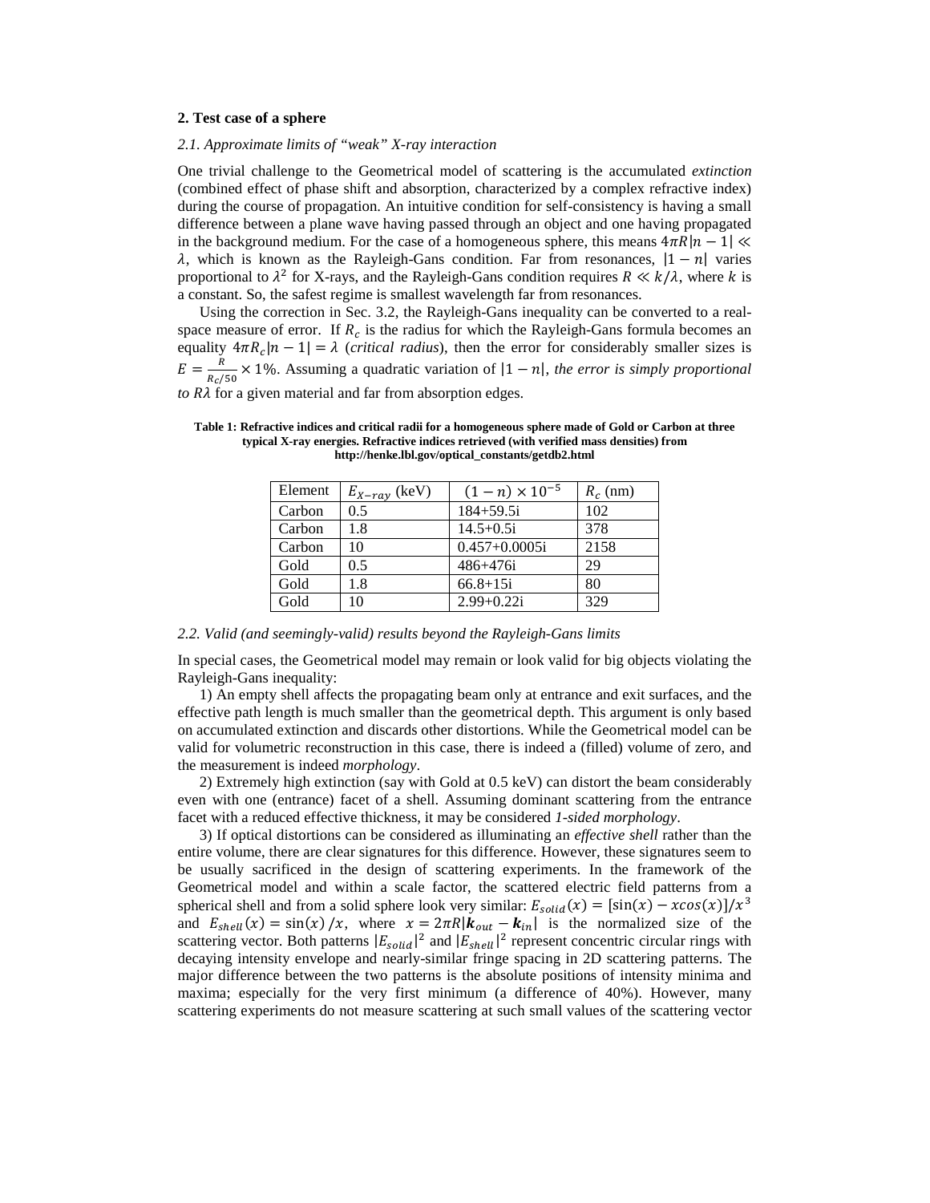## 2. Test case of a sphere

### *2.1. Approximate limits of "weak" X-ray interaction*

One trivial challenge to the Geometrical model of scattering is the accumulated *extinction* (combined effect of phase shift and absorption, characterized by a complex refractive index) during the course of propagation. An intuitive condition for self-consistency is having a small difference between a plane wave having passed through an object and one having propagated in the background medium. For the case of a homogeneous sphere, this means $4\pi R|n-1| \ll \lambda$, which is known as the Rayleigh-Gans condition. Far from resonances, $|1-n|$ varies proportional to $\lambda^2$ for X-rays, and the Rayleigh-Gans condition requires $R \ll k/\lambda$, where $k$ is a constant. So, the safest regime is smallest wavelength far from resonances.

Using the correction in Sec. 3.2, the Rayleigh-Gans inequality can be converted to a real-space measure of error. If $R_c$ is the radius for which the Rayleigh-Gans formula becomes an equality $4\pi R_c|n-1| = \lambda$ (*critical radius*), then the error for considerably smaller sizes is $E = \frac{R}{R_c/50} \times 1\%$. Assuming a quadratic variation of $|1-n|$, *the error is simply proportional to* $R\lambda$ for a given material and far from absorption edges.

**Table 1: Refractive indices and critical radii for a homogeneous sphere made of Gold or Carbon at three typical X-ray energies. Refractive indices retrieved (with verified mass densities) from http://henke.lbl.gov/optical_constants/getdb2.html**

| Element | $E_{X-ray}$ (keV) | $(1-n) \times 10^{-5}$ | $R_c$ (nm) |
|---|---|---|---|
| Carbon | 0.5 | 184+59.5i | 102 |
| Carbon | 1.8 | 14.5+0.5i | 378 |
| Carbon | 10 | 0.457+0.0005i | 2158 |
| Gold | 0.5 | 486+476i | 29 |
| Gold | 1.8 | 66.8+15i | 80 |
| Gold | 10 | 2.99+0.22i | 329 |

### *2.2. Valid (and seemingly-valid) results beyond the Rayleigh-Gans limits*

In special cases, the Geometrical model may remain or look valid for big objects violating the Rayleigh-Gans inequality:

1) An empty shell affects the propagating beam only at entrance and exit surfaces, and the effective path length is much smaller than the geometrical depth. This argument is only based on accumulated extinction and discards other distortions. While the Geometrical model can be valid for volumetric reconstruction in this case, there is indeed a (filled) volume of zero, and the measurement is indeed *morphology*.

2) Extremely high extinction (say with Gold at 0.5 keV) can distort the beam considerably even with one (entrance) facet of a shell. Assuming dominant scattering from the entrance facet with a reduced effective thickness, it may be considered *1-sided morphology*.

3) If optical distortions can be considered as illuminating an *effective shell* rather than the entire volume, there are clear signatures for this difference. However, these signatures seem to be usually sacrificed in the design of scattering experiments. In the framework of the Geometrical model and within a scale factor, the scattered electric field patterns from a spherical shell and from a solid sphere look very similar: $E_{solid}(x) = [\sin(x) - x\cos(x)]/x^3$ and $E_{shell}(x) = \sin(x)/x$, where $x = 2\pi R|\boldsymbol{k}_{out} - \boldsymbol{k}_{in}|$ is the normalized size of the scattering vector. Both patterns $|E_{solid}|^2$ and $|E_{shell}|^2$ represent concentric circular rings with decaying intensity envelope and nearly-similar fringe spacing in 2D scattering patterns. The major difference between the two patterns is the absolute positions of intensity minima and maxima; especially for the very first minimum (a difference of 40%). However, many scattering experiments do not measure scattering at such small values of the scattering vector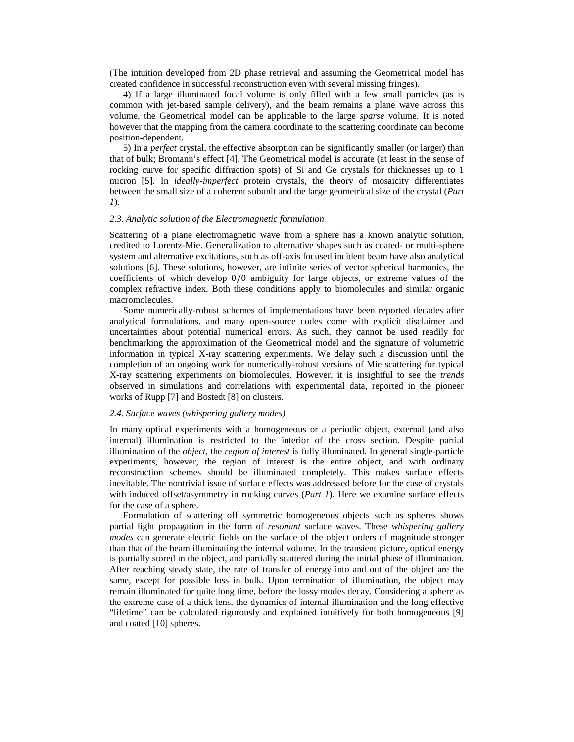(The intuition developed from 2D phase retrieval and assuming the Geometrical model has created confidence in successful reconstruction even with several missing fringes).

4) If a large illuminated focal volume is only filled with a few small particles (as is common with jet-based sample delivery), and the beam remains a plane wave across this volume, the Geometrical model can be applicable to the large *sparse* volume. It is noted however that the mapping from the camera coordinate to the scattering coordinate can become position-dependent.

5) In a *perfect* crystal, the effective absorption can be significantly smaller (or larger) than that of bulk; Bromann's effect [4]. The Geometrical model is accurate (at least in the sense of rocking curve for specific diffraction spots) of Si and Ge crystals for thicknesses up to 1 micron [5]. In *ideally-imperfect* protein crystals, the theory of mosaicity differentiates between the small size of a coherent subunit and the large geometrical size of the crystal (*Part 1*).

### *2.3. Analytic solution of the Electromagnetic formulation*

Scattering of a plane electromagnetic wave from a sphere has a known analytic solution, credited to Lorentz-Mie. Generalization to alternative shapes such as coated- or multi-sphere system and alternative excitations, such as off-axis focused incident beam have also analytical solutions [6]. These solutions, however, are infinite series of vector spherical harmonics, the coefficients of which develop $0/0$ ambiguity for large objects, or extreme values of the complex refractive index. Both these conditions apply to biomolecules and similar organic macromolecules.

Some numerically-robust schemes of implementations have been reported decades after analytical formulations, and many open-source codes come with explicit disclaimer and uncertainties about potential numerical errors. As such, they cannot be used readily for benchmarking the approximation of the Geometrical model and the signature of volumetric information in typical X-ray scattering experiments. We delay such a discussion until the completion of an ongoing work for numerically-robust versions of Mie scattering for typical X-ray scattering experiments on biomolecules. However, it is insightful to see the *trends* observed in simulations and correlations with experimental data, reported in the pioneer works of Rupp [7] and Bostedt [8] on clusters.

### *2.4. Surface waves (whispering gallery modes)*

In many optical experiments with a homogeneous or a periodic object, external (and also internal) illumination is restricted to the interior of the cross section. Despite partial illumination of the *object*, the *region of interest* is fully illuminated. In general single-particle experiments, however, the region of interest is the entire object, and with ordinary reconstruction schemes should be illuminated completely. This makes surface effects inevitable. The nontrivial issue of surface effects was addressed before for the case of crystals with induced offset/asymmetry in rocking curves (*Part 1*). Here we examine surface effects for the case of a sphere.

Formulation of scattering off symmetric homogeneous objects such as spheres shows partial light propagation in the form of *resonant* surface waves. These *whispering gallery modes* can generate electric fields on the surface of the object orders of magnitude stronger than that of the beam illuminating the internal volume. In the transient picture, optical energy is partially stored in the object, and partially scattered during the initial phase of illumination. After reaching steady state, the rate of transfer of energy into and out of the object are the same, except for possible loss in bulk. Upon termination of illumination, the object may remain illuminated for quite long time, before the lossy modes decay. Considering a sphere as the extreme case of a thick lens, the dynamics of internal illumination and the long effective "lifetime" can be calculated rigurously and explained intuitively for both homogeneous [9] and coated [10] spheres.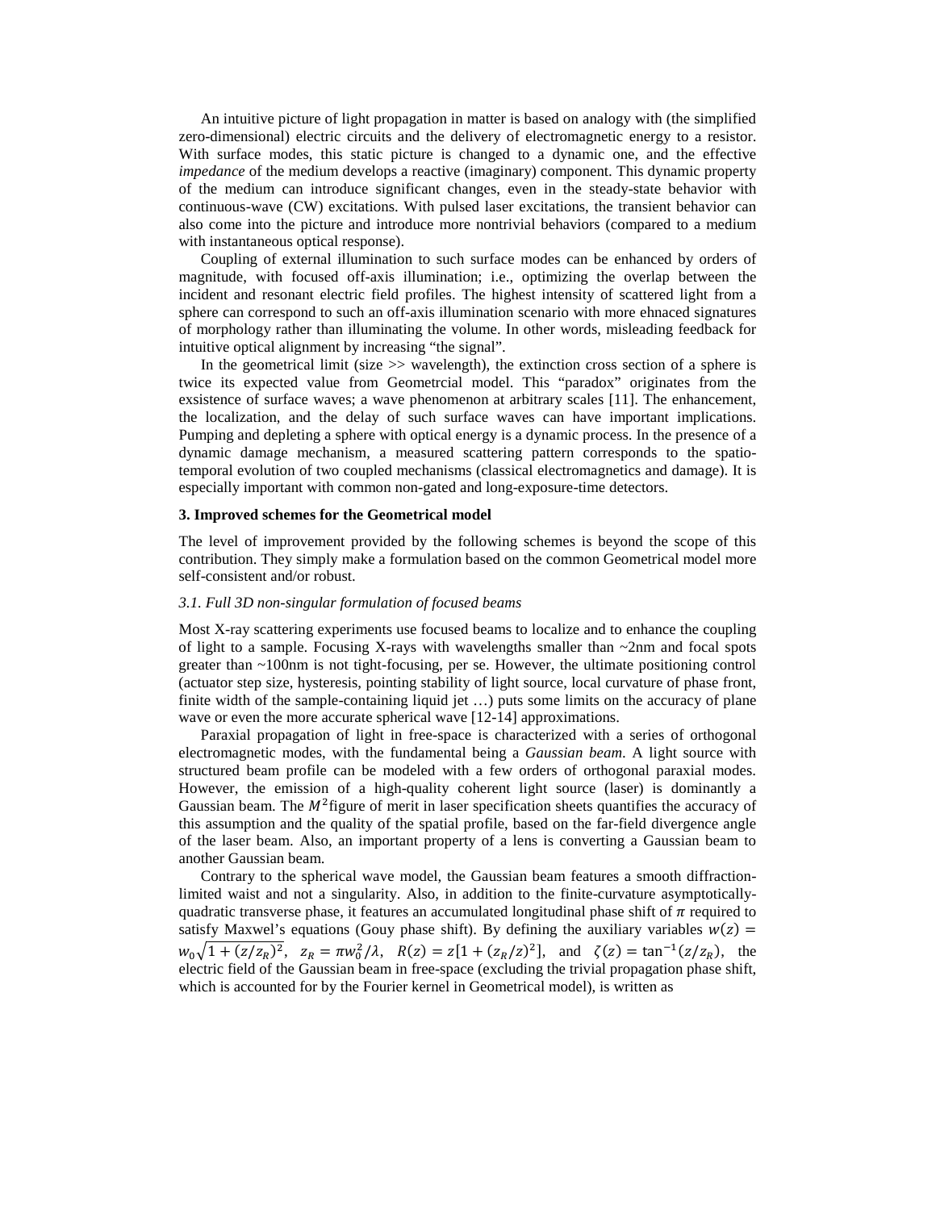An intuitive picture of light propagation in matter is based on analogy with (the simplified zero-dimensional) electric circuits and the delivery of electromagnetic energy to a resistor. With surface modes, this static picture is changed to a dynamic one, and the effective *impedance* of the medium develops a reactive (imaginary) component. This dynamic property of the medium can introduce significant changes, even in the steady-state behavior with continuous-wave (CW) excitations. With pulsed laser excitations, the transient behavior can also come into the picture and introduce more nontrivial behaviors (compared to a medium with instantaneous optical response).

Coupling of external illumination to such surface modes can be enhanced by orders of magnitude, with focused off-axis illumination; i.e., optimizing the overlap between the incident and resonant electric field profiles. The highest intensity of scattered light from a sphere can correspond to such an off-axis illumination scenario with more ehnaced signatures of morphology rather than illuminating the volume. In other words, misleading feedback for intuitive optical alignment by increasing "the signal".

In the geometrical limit (size >> wavelength), the extinction cross section of a sphere is twice its expected value from Geometrcial model. This "paradox" originates from the exsistence of surface waves; a wave phenomenon at arbitrary scales [11]. The enhancement, the localization, and the delay of such surface waves can have important implications. Pumping and depleting a sphere with optical energy is a dynamic process. In the presence of a dynamic damage mechanism, a measured scattering pattern corresponds to the spatio-temporal evolution of two coupled mechanisms (classical electromagnetics and damage). It is especially important with common non-gated and long-exposure-time detectors.

## 3. Improved schemes for the Geometrical model

The level of improvement provided by the following schemes is beyond the scope of this contribution. They simply make a formulation based on the common Geometrical model more self-consistent and/or robust.

### *3.1. Full 3D non-singular formulation of focused beams*

Most X-ray scattering experiments use focused beams to localize and to enhance the coupling of light to a sample. Focusing X-rays with wavelengths smaller than ~2nm and focal spots greater than ~100nm is not tight-focusing, per se. However, the ultimate positioning control (actuator step size, hysteresis, pointing stability of light source, local curvature of phase front, finite width of the sample-containing liquid jet …) puts some limits on the accuracy of plane wave or even the more accurate spherical wave [12-14] approximations.

Paraxial propagation of light in free-space is characterized with a series of orthogonal electromagnetic modes, with the fundamental being a *Gaussian beam*. A light source with structured beam profile can be modeled with a few orders of orthogonal paraxial modes. However, the emission of a high-quality coherent light source (laser) is dominantly a Gaussian beam. The $M^2$ figure of merit in laser specification sheets quantifies the accuracy of this assumption and the quality of the spatial profile, based on the far-field divergence angle of the laser beam. Also, an important property of a lens is converting a Gaussian beam to another Gaussian beam.

Contrary to the spherical wave model, the Gaussian beam features a smooth diffraction-limited waist and not a singularity. Also, in addition to the finite-curvature asymptotically-quadratic transverse phase, it features an accumulated longitudinal phase shift of $\pi$ required to satisfy Maxwel's equations (Gouy phase shift). By defining the auxiliary variables $w(z) = w_0\sqrt{1+(z/z_R)^2}$, $z_R = \pi w_0^2/\lambda$, $R(z) = z[1+(z_R/z)^2]$, and $\zeta(z) = \tan^{-1}(z/z_R)$, the electric field of the Gaussian beam in free-space (excluding the trivial propagation phase shift, which is accounted for by the Fourier kernel in Geometrical model), is written as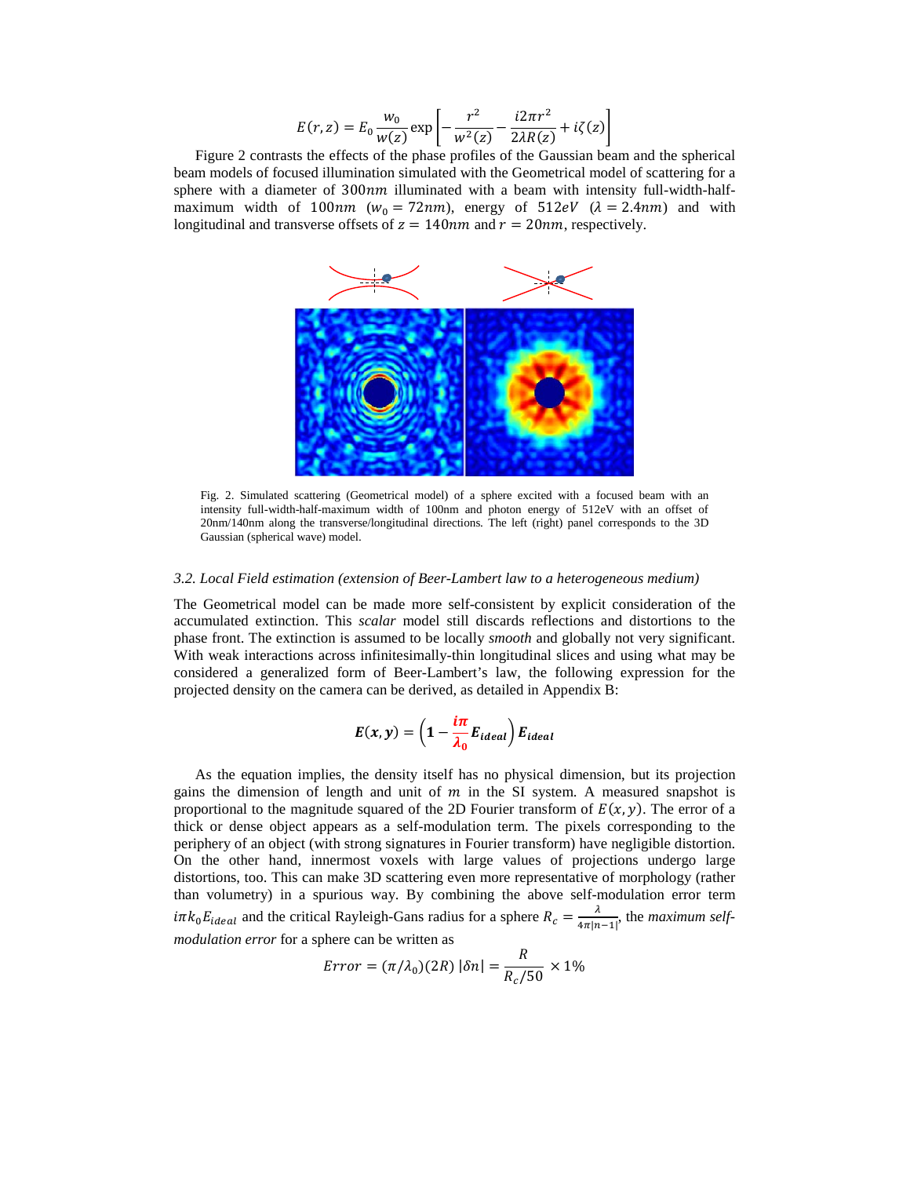$$E(r,z) = E_0 \frac{w_0}{w(z)} \exp\left[-\frac{r^2}{w^2(z)} - \frac{i2\pi r^2}{2\lambda R(z)} + i\zeta(z)\right]$$

Figure 2 contrasts the effects of the phase profiles of the Gaussian beam and the spherical beam models of focused illumination simulated with the Geometrical model of scattering for a sphere with a diameter of $300nm$ illuminated with a beam with intensity full-width-half-maximum width of $100nm$ ($w_0 = 72nm$), energy of $512eV$ ($\lambda = 2.4nm$) and with longitudinal and transverse offsets of $z = 140nm$ and $r = 20nm$, respectively.

Fig. 2. Simulated scattering (Geometrical model) of a sphere excited with a focused beam with an intensity full-width-half-maximum width of 100nm and photon energy of 512eV with an offset of 20nm/140nm along the transverse/longitudinal directions. The left (right) panel corresponds to the 3D Gaussian (spherical wave) model.

### *3.2. Local Field estimation (extension of Beer-Lambert law to a heterogeneous medium)*

The Geometrical model can be made more self-consistent by explicit consideration of the accumulated extinction. This *scalar* model still discards reflections and distortions to the phase front. The extinction is assumed to be locally *smooth* and globally not very significant. With weak interactions across infinitesimally-thin longitudinal slices and using what may be considered a generalized form of Beer-Lambert's law, the following expression for the projected density on the camera can be derived, as detailed in Appendix B:

$$\boldsymbol{E(x,y) = \left(1 - \frac{i\pi}{\lambda_0} E_{ideal}\right) E_{ideal}}$$

As the equation implies, the density itself has no physical dimension, but its projection gains the dimension of length and unit of $m$ in the SI system. A measured snapshot is proportional to the magnitude squared of the 2D Fourier transform of $E(x,y)$. The error of a thick or dense object appears as a self-modulation term. The pixels corresponding to the periphery of an object (with strong signatures in Fourier transform) have negligible distortion. On the other hand, innermost voxels with large values of projections undergo large distortions, too. This can make 3D scattering even more representative of morphology (rather than volumetry) in a spurious way. By combining the above self-modulation error term $i\pi k_0 E_{ideal}$ and the critical Rayleigh-Gans radius for a sphere $R_c = \frac{\lambda}{4\pi|n-1|}$, the *maximum self-modulation error* for a sphere can be written as

$$Error = (\pi/\lambda_0)(2R)\,|\delta n| = \frac{R}{R_c/50} \times 1\%$$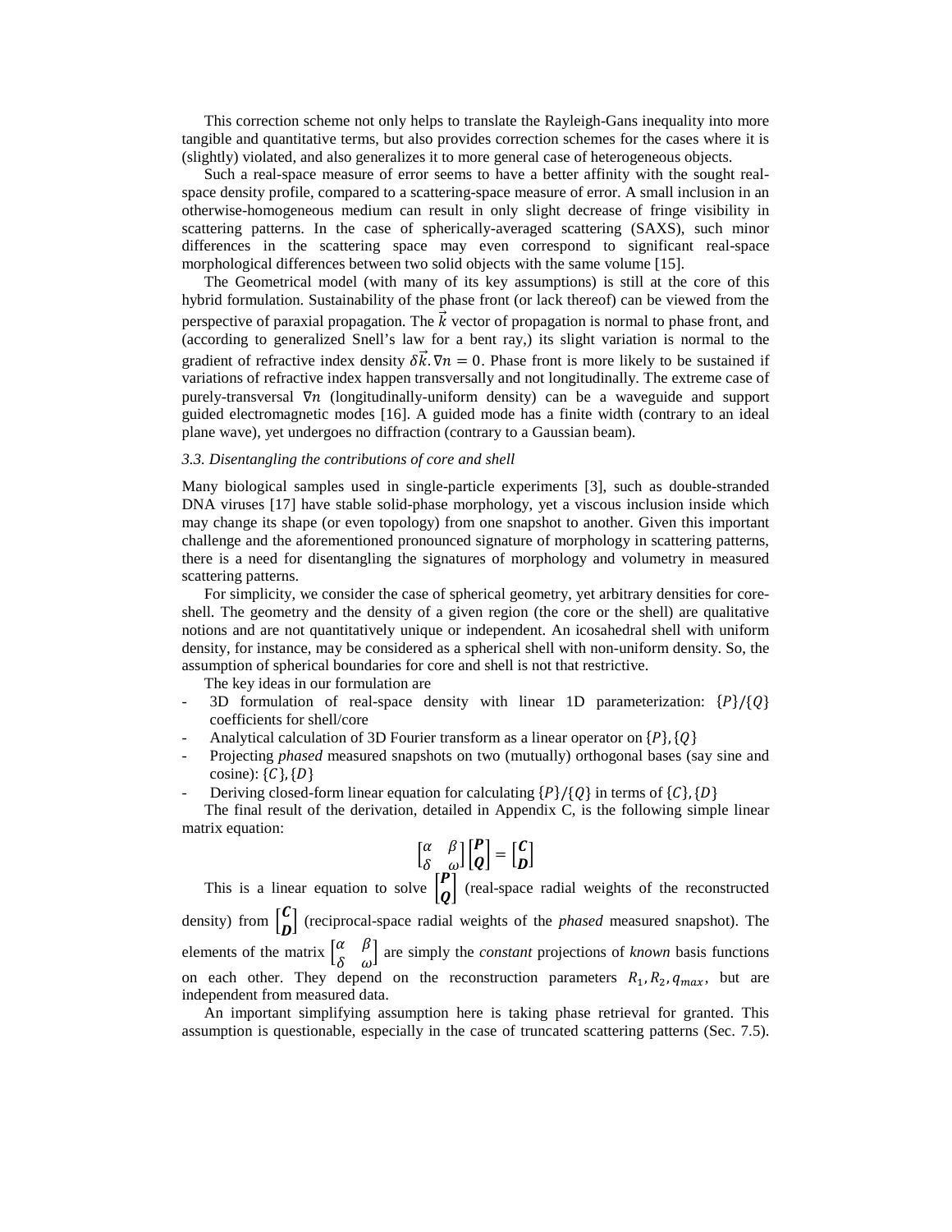This correction scheme not only helps to translate the Rayleigh-Gans inequality into more tangible and quantitative terms, but also provides correction schemes for the cases where it is (slightly) violated, and also generalizes it to more general case of heterogeneous objects.

Such a real-space measure of error seems to have a better affinity with the sought real-space density profile, compared to a scattering-space measure of error. A small inclusion in an otherwise-homogeneous medium can result in only slight decrease of fringe visibility in scattering patterns. In the case of spherically-averaged scattering (SAXS), such minor differences in the scattering space may even correspond to significant real-space morphological differences between two solid objects with the same volume [15].

The Geometrical model (with many of its key assumptions) is still at the core of this hybrid formulation. Sustainability of the phase front (or lack thereof) can be viewed from the perspective of paraxial propagation. The $\vec{k}$ vector of propagation is normal to phase front, and (according to generalized Snell's law for a bent ray,) its slight variation is normal to the gradient of refractive index density $\delta\vec{k}.\nabla n = 0$. Phase front is more likely to be sustained if variations of refractive index happen transversally and not longitudinally. The extreme case of purely-transversal $\nabla n$ (longitudinally-uniform density) can be a waveguide and support guided electromagnetic modes [16]. A guided mode has a finite width (contrary to an ideal plane wave), yet undergoes no diffraction (contrary to a Gaussian beam).

### *3.3. Disentangling the contributions of core and shell*

Many biological samples used in single-particle experiments [3], such as double-stranded DNA viruses [17] have stable solid-phase morphology, yet a viscous inclusion inside which may change its shape (or even topology) from one snapshot to another. Given this important challenge and the aforementioned pronounced signature of morphology in scattering patterns, there is a need for disentangling the signatures of morphology and volumetry in measured scattering patterns.

For simplicity, we consider the case of spherical geometry, yet arbitrary densities for core-shell. The geometry and the density of a given region (the core or the shell) are qualitative notions and are not quantitatively unique or independent. An icosahedral shell with uniform density, for instance, may be considered as a spherical shell with non-uniform density. So, the assumption of spherical boundaries for core and shell is not that restrictive.

The key ideas in our formulation are

- 3D formulation of real-space density with linear 1D parameterization: $\{P\}/\{Q\}$ coefficients for shell/core
- Analytical calculation of 3D Fourier transform as a linear operator on $\{P\},\{Q\}$
- Projecting *phased* measured snapshots on two (mutually) orthogonal bases (say sine and cosine): $\{C\},\{D\}$
- Deriving closed-form linear equation for calculating $\{P\}/\{Q\}$ in terms of $\{C\},\{D\}$

The final result of the derivation, detailed in Appendix C, is the following simple linear matrix equation:

$$\begin{bmatrix} \alpha & \beta \\ \delta & \omega \end{bmatrix} \begin{bmatrix} \boldsymbol{P} \\ \boldsymbol{Q} \end{bmatrix} = \begin{bmatrix} \boldsymbol{C} \\ \boldsymbol{D} \end{bmatrix}$$

This is a linear equation to solve $\begin{bmatrix} \boldsymbol{P} \\ \boldsymbol{Q} \end{bmatrix}$ (real-space radial weights of the reconstructed density) from $\begin{bmatrix} \boldsymbol{C} \\ \boldsymbol{D} \end{bmatrix}$ (reciprocal-space radial weights of the *phased* measured snapshot). The elements of the matrix $\begin{bmatrix} \alpha & \beta \\ \delta & \omega \end{bmatrix}$ are simply the *constant* projections of *known* basis functions on each other. They depend on the reconstruction parameters $R_1, R_2, q_{max}$, but are independent from measured data.

An important simplifying assumption here is taking phase retrieval for granted. This assumption is questionable, especially in the case of truncated scattering patterns (Sec. 7.5).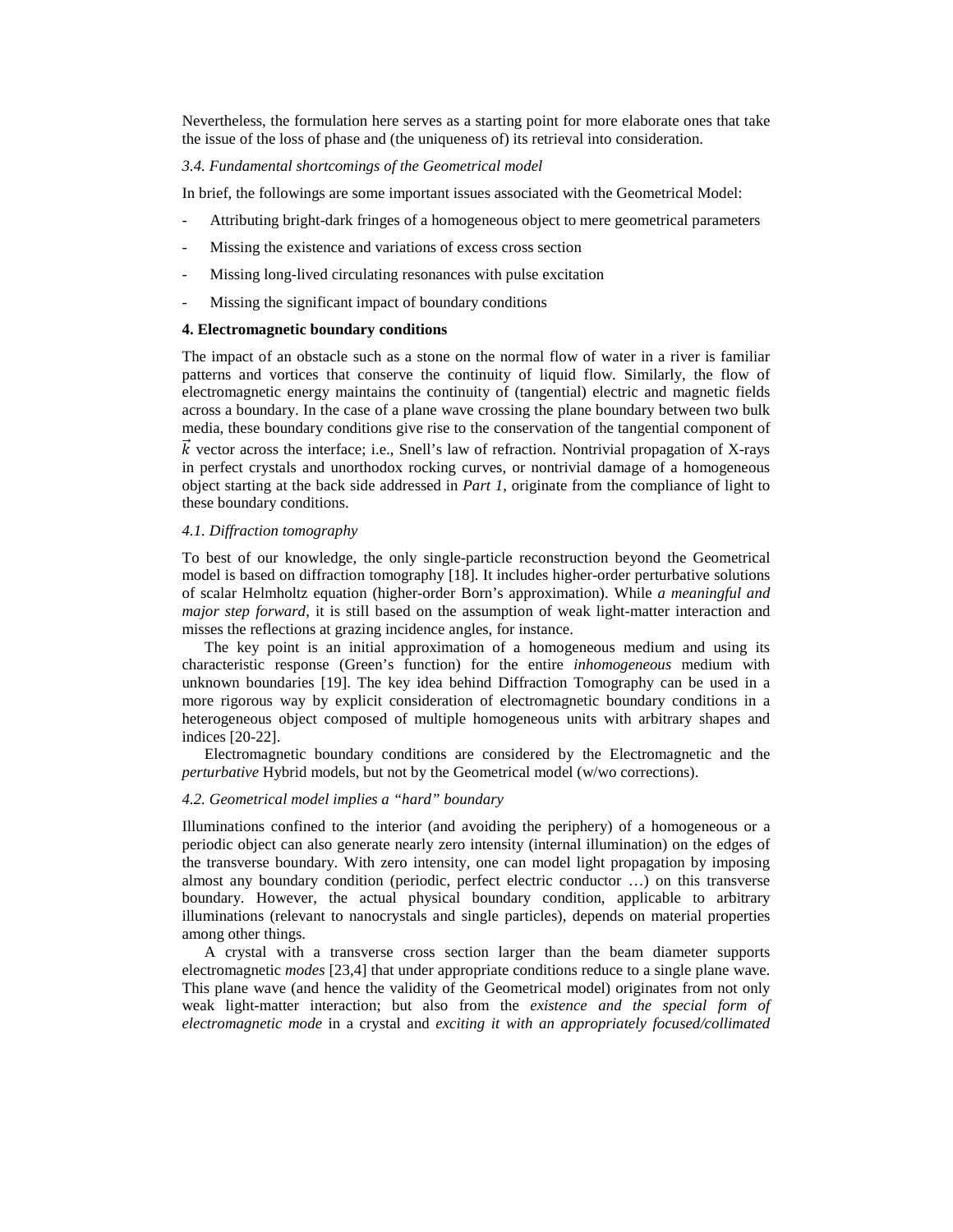Nevertheless, the formulation here serves as a starting point for more elaborate ones that take the issue of the loss of phase and (the uniqueness of) its retrieval into consideration.

### *3.4. Fundamental shortcomings of the Geometrical model*

In brief, the followings are some important issues associated with the Geometrical Model:

- Attributing bright-dark fringes of a homogeneous object to mere geometrical parameters
- Missing the existence and variations of excess cross section
- Missing long-lived circulating resonances with pulse excitation
- Missing the significant impact of boundary conditions

## 4. Electromagnetic boundary conditions

The impact of an obstacle such as a stone on the normal flow of water in a river is familiar patterns and vortices that conserve the continuity of liquid flow. Similarly, the flow of electromagnetic energy maintains the continuity of (tangential) electric and magnetic fields across a boundary. In the case of a plane wave crossing the plane boundary between two bulk media, these boundary conditions give rise to the conservation of the tangential component of $\vec{k}$ vector across the interface; i.e., Snell's law of refraction. Nontrivial propagation of X-rays in perfect crystals and unorthodox rocking curves, or nontrivial damage of a homogeneous object starting at the back side addressed in *Part 1*, originate from the compliance of light to these boundary conditions.

### *4.1. Diffraction tomography*

To best of our knowledge, the only single-particle reconstruction beyond the Geometrical model is based on diffraction tomography [18]. It includes higher-order perturbative solutions of scalar Helmholtz equation (higher-order Born's approximation). While *a meaningful and major step forward*, it is still based on the assumption of weak light-matter interaction and misses the reflections at grazing incidence angles, for instance.

The key point is an initial approximation of a homogeneous medium and using its characteristic response (Green's function) for the entire *inhomogeneous* medium with unknown boundaries [19]. The key idea behind Diffraction Tomography can be used in a more rigorous way by explicit consideration of electromagnetic boundary conditions in a heterogeneous object composed of multiple homogeneous units with arbitrary shapes and indices [20-22].

Electromagnetic boundary conditions are considered by the Electromagnetic and the *perturbative* Hybrid models, but not by the Geometrical model (w/wo corrections).

### *4.2. Geometrical model implies a "hard" boundary*

Illuminations confined to the interior (and avoiding the periphery) of a homogeneous or a periodic object can also generate nearly zero intensity (internal illumination) on the edges of the transverse boundary. With zero intensity, one can model light propagation by imposing almost any boundary condition (periodic, perfect electric conductor …) on this transverse boundary. However, the actual physical boundary condition, applicable to arbitrary illuminations (relevant to nanocrystals and single particles), depends on material properties among other things.

A crystal with a transverse cross section larger than the beam diameter supports electromagnetic *modes* [23,4] that under appropriate conditions reduce to a single plane wave. This plane wave (and hence the validity of the Geometrical model) originates from not only weak light-matter interaction; but also from the *existence and the special form of electromagnetic mode* in a crystal and *exciting it with an appropriately focused/collimated*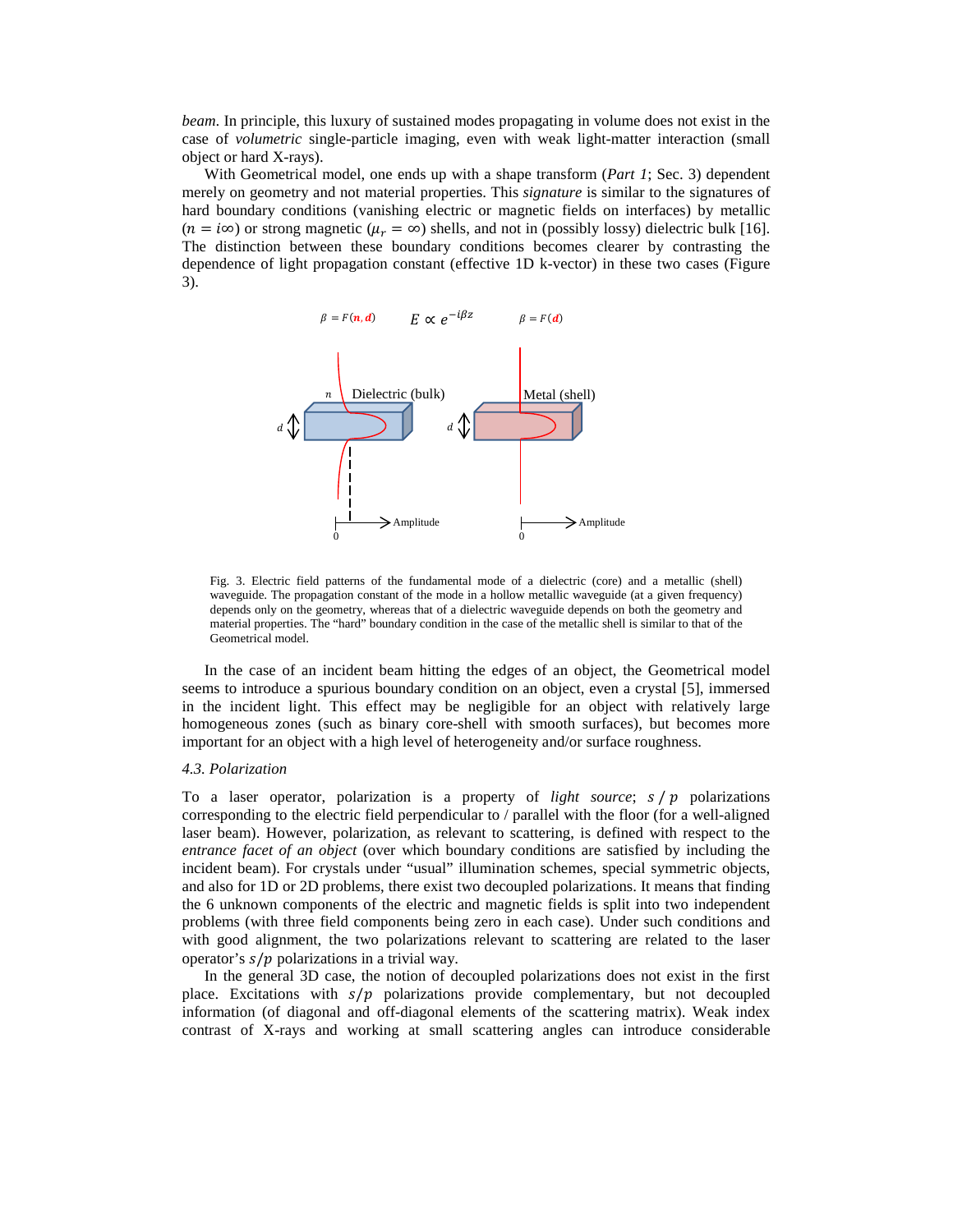*beam*. In principle, this luxury of sustained modes propagating in volume does not exist in the case of *volumetric* single-particle imaging, even with weak light-matter interaction (small object or hard X-rays).

With Geometrical model, one ends up with a shape transform (*Part 1*; Sec. 3) dependent merely on geometry and not material properties. This *signature* is similar to the signatures of hard boundary conditions (vanishing electric or magnetic fields on interfaces) by metallic ($n = i\infty$) or strong magnetic ($\mu_r = \infty$) shells, and not in (possibly lossy) dielectric bulk [16]. The distinction between these boundary conditions becomes clearer by contrasting the dependence of light propagation constant (effective 1D k-vector) in these two cases (Figure 3).

$\beta = F(n, d)$ $\quad E \propto e^{-i\beta z}$ $\quad \beta = F(d)$

Dielectric (bulk) — Metal (shell)

Fig. 3. Electric field patterns of the fundamental mode of a dielectric (core) and a metallic (shell) waveguide. The propagation constant of the mode in a hollow metallic waveguide (at a given frequency) depends only on the geometry, whereas that of a dielectric waveguide depends on both the geometry and material properties. The "hard" boundary condition in the case of the metallic shell is similar to that of the Geometrical model.

In the case of an incident beam hitting the edges of an object, the Geometrical model seems to introduce a spurious boundary condition on an object, even a crystal [5], immersed in the incident light. This effect may be negligible for an object with relatively large homogeneous zones (such as binary core-shell with smooth surfaces), but becomes more important for an object with a high level of heterogeneity and/or surface roughness.

### *4.3. Polarization*

To a laser operator, polarization is a property of *light source*; $s$ / $p$ polarizations corresponding to the electric field perpendicular to / parallel with the floor (for a well-aligned laser beam). However, polarization, as relevant to scattering, is defined with respect to the *entrance facet of an object* (over which boundary conditions are satisfied by including the incident beam). For crystals under "usual" illumination schemes, special symmetric objects, and also for 1D or 2D problems, there exist two decoupled polarizations. It means that finding the 6 unknown components of the electric and magnetic fields is split into two independent problems (with three field components being zero in each case). Under such conditions and with good alignment, the two polarizations relevant to scattering are related to the laser operator's $s/p$ polarizations in a trivial way.

In the general 3D case, the notion of decoupled polarizations does not exist in the first place. Excitations with $s/p$ polarizations provide complementary, but not decoupled information (of diagonal and off-diagonal elements of the scattering matrix). Weak index contrast of X-rays and working at small scattering angles can introduce considerable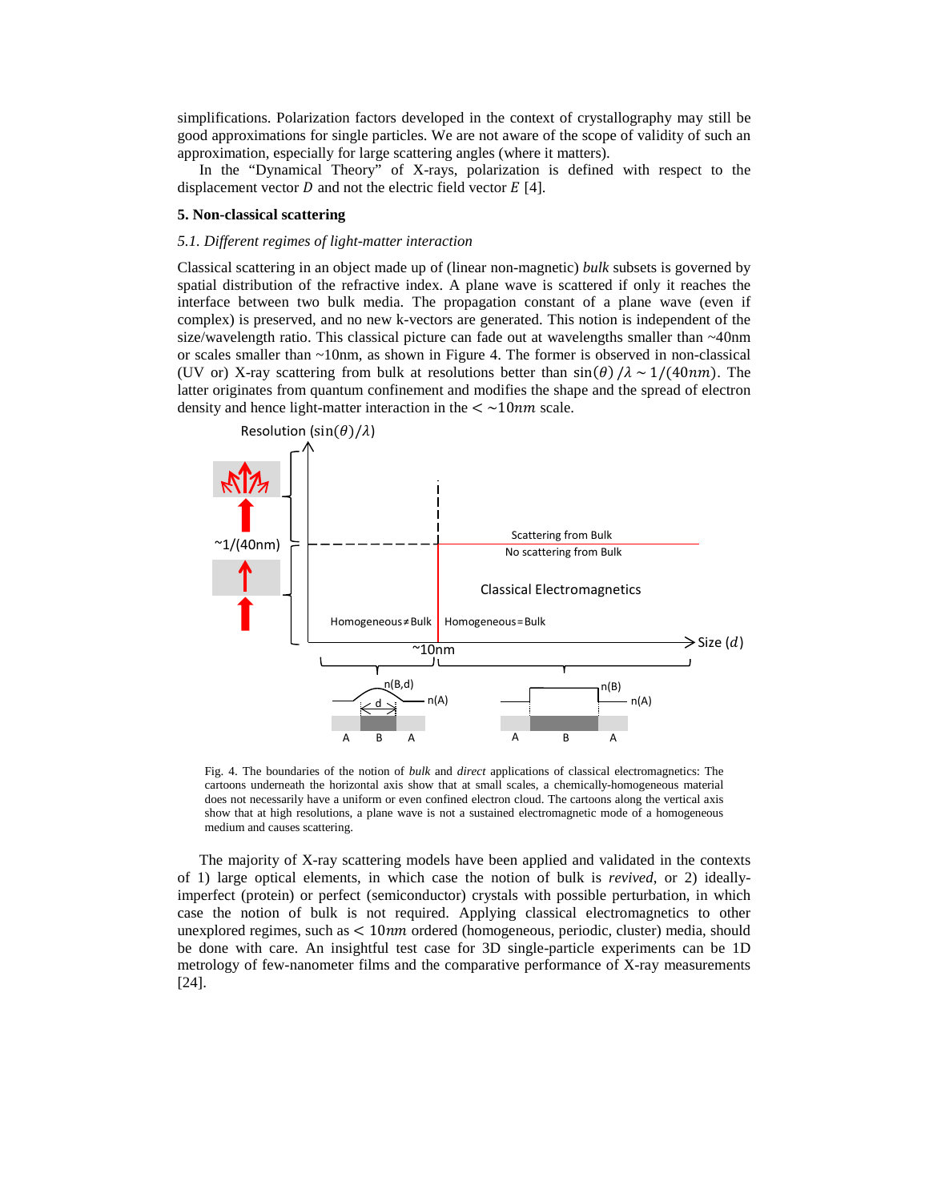simplifications. Polarization factors developed in the context of crystallography may still be good approximations for single particles. We are not aware of the scope of validity of such an approximation, especially for large scattering angles (where it matters).

In the "Dynamical Theory" of X-rays, polarization is defined with respect to the displacement vector $D$ and not the electric field vector $E$ [4].

## 5. Non-classical scattering

### *5.1. Different regimes of light-matter interaction*

Classical scattering in an object made up of (linear non-magnetic) *bulk* subsets is governed by spatial distribution of the refractive index. A plane wave is scattered if only it reaches the interface between two bulk media. The propagation constant of a plane wave (even if complex) is preserved, and no new k-vectors are generated. This notion is independent of the size/wavelength ratio. This classical picture can fade out at wavelengths smaller than ~40nm or scales smaller than ~10nm, as shown in Figure 4. The former is observed in non-classical (UV or) X-ray scattering from bulk at resolutions better than $\sin(\theta)/\lambda \sim 1/(40nm)$. The latter originates from quantum confinement and modifies the shape and the spread of electron density and hence light-matter interaction in the $< \sim 10nm$ scale.

Fig. 4. The boundaries of the notion of *bulk* and *direct* applications of classical electromagnetics: The cartoons underneath the horizontal axis show that at small scales, a chemically-homogeneous material does not necessarily have a uniform or even confined electron cloud. The cartoons along the vertical axis show that at high resolutions, a plane wave is not a sustained electromagnetic mode of a homogeneous medium and causes scattering.

The majority of X-ray scattering models have been applied and validated in the contexts of 1) large optical elements, in which case the notion of bulk is *revived*, or 2) ideally-imperfect (protein) or perfect (semiconductor) crystals with possible perturbation, in which case the notion of bulk is not required. Applying classical electromagnetics to other unexplored regimes, such as $< 10nm$ ordered (homogeneous, periodic, cluster) media, should be done with care. An insightful test case for 3D single-particle experiments can be 1D metrology of few-nanometer films and the comparative performance of X-ray measurements [24].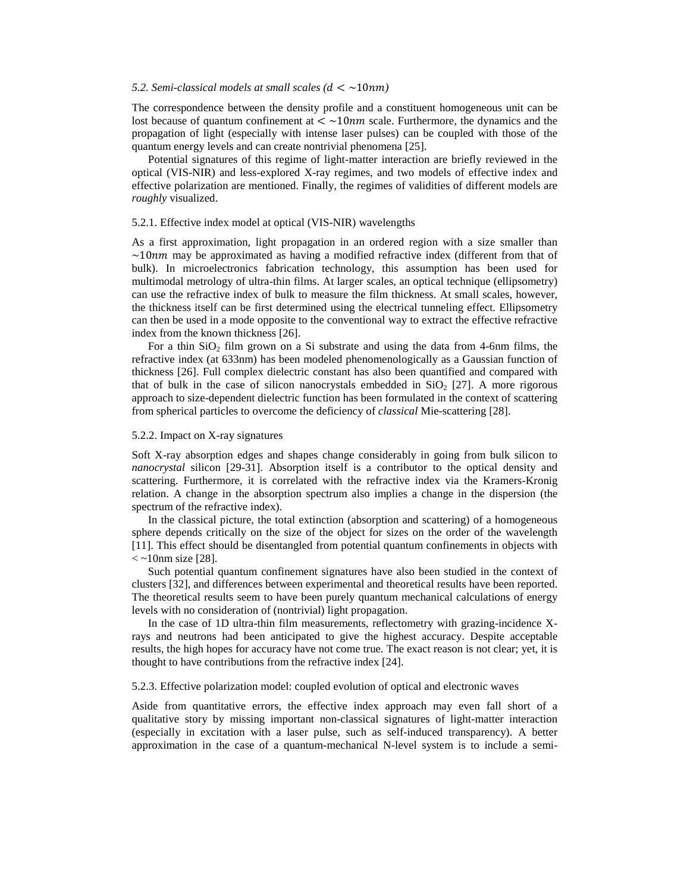### *5.2. Semi-classical models at small scales ($d < \sim 10nm$)*

The correspondence between the density profile and a constituent homogeneous unit can be lost because of quantum confinement at $< \sim 10nm$ scale. Furthermore, the dynamics and the propagation of light (especially with intense laser pulses) can be coupled with those of the quantum energy levels and can create nontrivial phenomena [25].

Potential signatures of this regime of light-matter interaction are briefly reviewed in the optical (VIS-NIR) and less-explored X-ray regimes, and two models of effective index and effective polarization are mentioned. Finally, the regimes of validities of different models are *roughly* visualized.

#### 5.2.1. Effective index model at optical (VIS-NIR) wavelengths

As a first approximation, light propagation in an ordered region with a size smaller than $\sim 10nm$ may be approximated as having a modified refractive index (different from that of bulk). In microelectronics fabrication technology, this assumption has been used for multimodal metrology of ultra-thin films. At larger scales, an optical technique (ellipsometry) can use the refractive index of bulk to measure the film thickness. At small scales, however, the thickness itself can be first determined using the electrical tunneling effect. Ellipsometry can then be used in a mode opposite to the conventional way to extract the effective refractive index from the known thickness [26].

For a thin $SiO_2$ film grown on a Si substrate and using the data from 4-6nm films, the refractive index (at 633nm) has been modeled phenomenologically as a Gaussian function of thickness [26]. Full complex dielectric constant has also been quantified and compared with that of bulk in the case of silicon nanocrystals embedded in $SiO_2$ [27]. A more rigorous approach to size-dependent dielectric function has been formulated in the context of scattering from spherical particles to overcome the deficiency of *classical* Mie-scattering [28].

#### 5.2.2. Impact on X-ray signatures

Soft X-ray absorption edges and shapes change considerably in going from bulk silicon to *nanocrystal* silicon [29-31]. Absorption itself is a contributor to the optical density and scattering. Furthermore, it is correlated with the refractive index via the Kramers-Kronig relation. A change in the absorption spectrum also implies a change in the dispersion (the spectrum of the refractive index).

In the classical picture, the total extinction (absorption and scattering) of a homogeneous sphere depends critically on the size of the object for sizes on the order of the wavelength [11]. This effect should be disentangled from potential quantum confinements in objects with < ~10nm size [28].

Such potential quantum confinement signatures have also been studied in the context of clusters [32], and differences between experimental and theoretical results have been reported. The theoretical results seem to have been purely quantum mechanical calculations of energy levels with no consideration of (nontrivial) light propagation.

In the case of 1D ultra-thin film measurements, reflectometry with grazing-incidence X-rays and neutrons had been anticipated to give the highest accuracy. Despite acceptable results, the high hopes for accuracy have not come true. The exact reason is not clear; yet, it is thought to have contributions from the refractive index [24].

#### 5.2.3. Effective polarization model: coupled evolution of optical and electronic waves

Aside from quantitative errors, the effective index approach may even fall short of a qualitative story by missing important non-classical signatures of light-matter interaction (especially in excitation with a laser pulse, such as self-induced transparency). A better approximation in the case of a quantum-mechanical N-level system is to include a semi-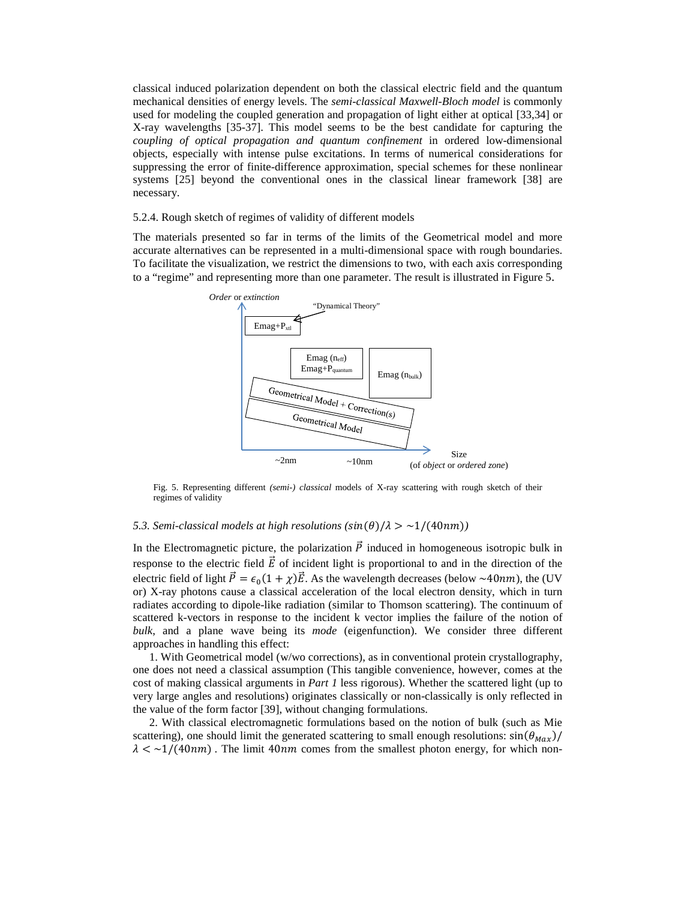classical induced polarization dependent on both the classical electric field and the quantum mechanical densities of energy levels. The *semi-classical Maxwell-Bloch model* is commonly used for modeling the coupled generation and propagation of light either at optical [33,34] or X-ray wavelengths [35-37]. This model seems to be the best candidate for capturing the *coupling of optical propagation and quantum confinement* in ordered low-dimensional objects, especially with intense pulse excitations. In terms of numerical considerations for suppressing the error of finite-difference approximation, special schemes for these nonlinear systems [25] beyond the conventional ones in the classical linear framework [38] are necessary.

5.2.4. Rough sketch of regimes of validity of different models

The materials presented so far in terms of the limits of the Geometrical model and more accurate alternatives can be represented in a multi-dimensional space with rough boundaries. To facilitate the visualization, we restrict the dimensions to two, with each axis corresponding to a "regime" and representing more than one parameter. The result is illustrated in Figure 5.

Fig. 5. Representing different *(semi-) classical* models of X-ray scattering with rough sketch of their regimes of validity

### *5.3. Semi-classical models at high resolutions ($sin(\theta)/\lambda > \sim 1/(40nm)$)*

In the Electromagnetic picture, the polarization $\vec{P}$ induced in homogeneous isotropic bulk in response to the electric field $\vec{E}$ of incident light is proportional to and in the direction of the electric field of light $\vec{P} = \epsilon_0(1+\chi)\vec{E}$. As the wavelength decreases (below $\sim 40nm$), the (UV or) X-ray photons cause a classical acceleration of the local electron density, which in turn radiates according to dipole-like radiation (similar to Thomson scattering). The continuum of scattered k-vectors in response to the incident k vector implies the failure of the notion of *bulk*, and a plane wave being its *mode* (eigenfunction). We consider three different approaches in handling this effect:

1. With Geometrical model (w/wo corrections), as in conventional protein crystallography, one does not need a classical assumption (This tangible convenience, however, comes at the cost of making classical arguments in *Part 1* less rigorous). Whether the scattered light (up to very large angles and resolutions) originates classically or non-classically is only reflected in the value of the form factor [39], without changing formulations.

2. With classical electromagnetic formulations based on the notion of bulk (such as Mie scattering), one should limit the generated scattering to small enough resolutions: $\sin(\theta_{Max})/\lambda < \sim 1/(40nm)$. The limit $40nm$ comes from the smallest photon energy, for which non-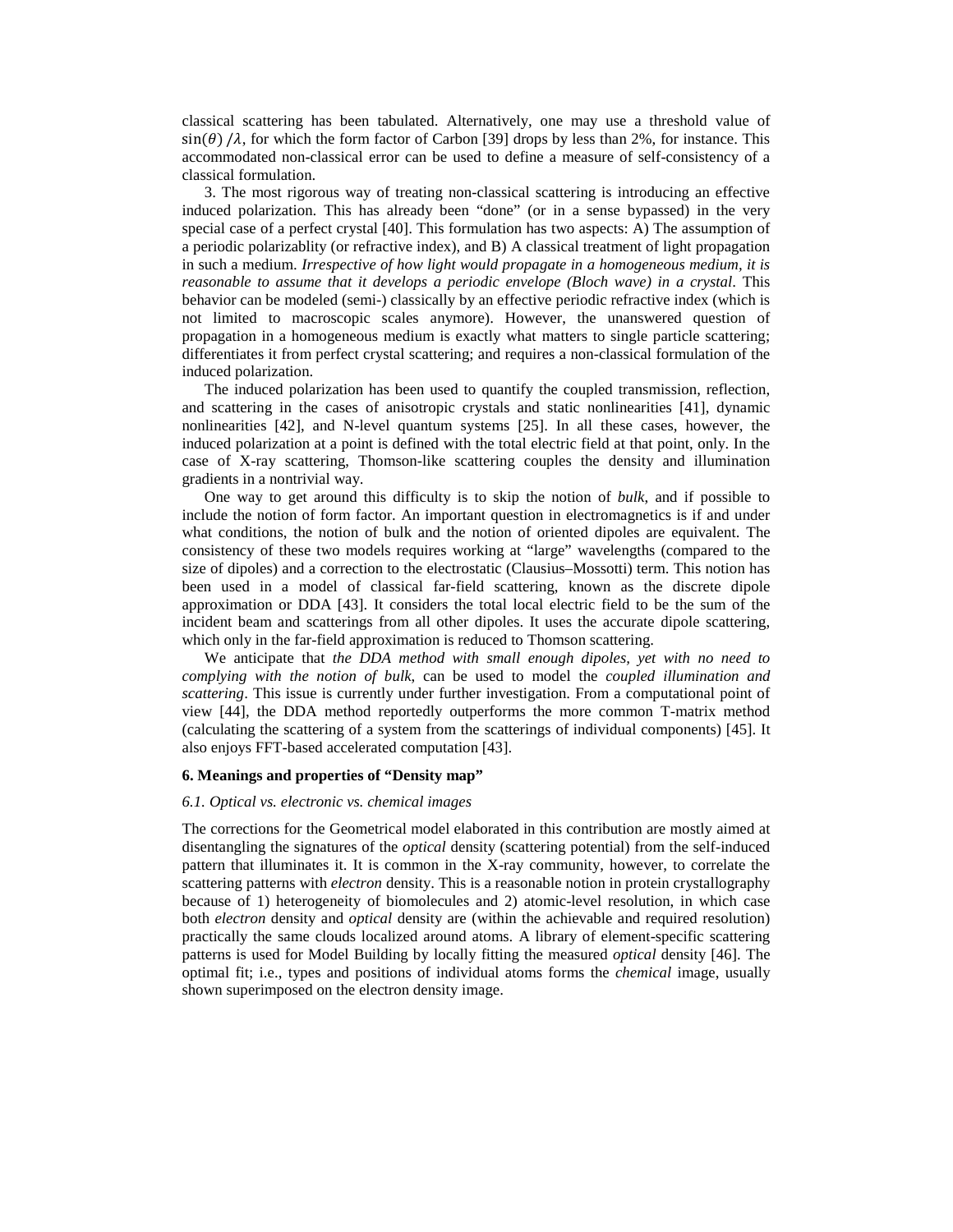classical scattering has been tabulated. Alternatively, one may use a threshold value of $\sin(\theta)/\lambda$, for which the form factor of Carbon [39] drops by less than 2%, for instance. This accommodated non-classical error can be used to define a measure of self-consistency of a classical formulation.

3. The most rigorous way of treating non-classical scattering is introducing an effective induced polarization. This has already been "done" (or in a sense bypassed) in the very special case of a perfect crystal [40]. This formulation has two aspects: A) The assumption of a periodic polarizablity (or refractive index), and B) A classical treatment of light propagation in such a medium. *Irrespective of how light would propagate in a homogeneous medium, it is reasonable to assume that it develops a periodic envelope (Bloch wave) in a crystal*. This behavior can be modeled (semi-) classically by an effective periodic refractive index (which is not limited to macroscopic scales anymore). However, the unanswered question of propagation in a homogeneous medium is exactly what matters to single particle scattering; differentiates it from perfect crystal scattering; and requires a non-classical formulation of the induced polarization.

The induced polarization has been used to quantify the coupled transmission, reflection, and scattering in the cases of anisotropic crystals and static nonlinearities [41], dynamic nonlinearities [42], and N-level quantum systems [25]. In all these cases, however, the induced polarization at a point is defined with the total electric field at that point, only. In the case of X-ray scattering, Thomson-like scattering couples the density and illumination gradients in a nontrivial way.

One way to get around this difficulty is to skip the notion of *bulk*, and if possible to include the notion of form factor. An important question in electromagnetics is if and under what conditions, the notion of bulk and the notion of oriented dipoles are equivalent. The consistency of these two models requires working at "large" wavelengths (compared to the size of dipoles) and a correction to the electrostatic (Clausius–Mossotti) term. This notion has been used in a model of classical far-field scattering, known as the discrete dipole approximation or DDA [43]. It considers the total local electric field to be the sum of the incident beam and scatterings from all other dipoles. It uses the accurate dipole scattering, which only in the far-field approximation is reduced to Thomson scattering.

We anticipate that *the DDA method with small enough dipoles, yet with no need to complying with the notion of bulk*, can be used to model the *coupled illumination and scattering*. This issue is currently under further investigation. From a computational point of view [44], the DDA method reportedly outperforms the more common T-matrix method (calculating the scattering of a system from the scatterings of individual components) [45]. It also enjoys FFT-based accelerated computation [43].

## 6. Meanings and properties of "Density map"

### *6.1. Optical vs. electronic vs. chemical images*

The corrections for the Geometrical model elaborated in this contribution are mostly aimed at disentangling the signatures of the *optical* density (scattering potential) from the self-induced pattern that illuminates it. It is common in the X-ray community, however, to correlate the scattering patterns with *electron* density. This is a reasonable notion in protein crystallography because of 1) heterogeneity of biomolecules and 2) atomic-level resolution, in which case both *electron* density and *optical* density are (within the achievable and required resolution) practically the same clouds localized around atoms. A library of element-specific scattering patterns is used for Model Building by locally fitting the measured *optical* density [46]. The optimal fit; i.e., types and positions of individual atoms forms the *chemical* image, usually shown superimposed on the electron density image.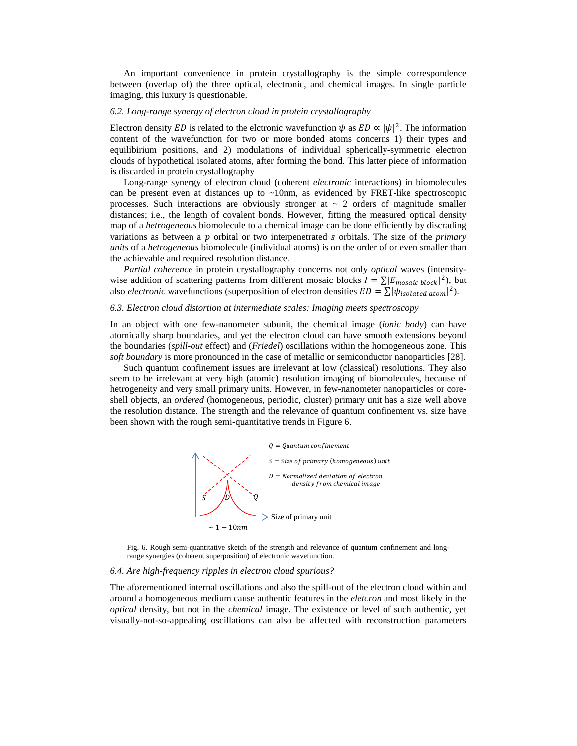An important convenience in protein crystallography is the simple correspondence between (overlap of) the three optical, electronic, and chemical images. In single particle imaging, this luxury is questionable.

### *6.2. Long-range synergy of electron cloud in protein crystallography*

Electron density $ED$ is related to the elctronic wavefunction $\psi$ as $ED \propto |\psi|^2$. The information content of the wavefunction for two or more bonded atoms concerns 1) their types and equilibirium positions, and 2) modulations of individual spherically-symmetric electron clouds of hypothetical isolated atoms, after forming the bond. This latter piece of information is discarded in protein crystallography

Long-range synergy of electron cloud (coherent *electronic* interactions) in biomolecules can be present even at distances up to ~10nm, as evidenced by FRET-like spectroscopic processes. Such interactions are obviously stronger at ~ 2 orders of magnitude smaller distances; i.e., the length of covalent bonds. However, fitting the measured optical density map of a *hetrogeneous* biomolecule to a chemical image can be done efficiently by discrading variations as between a $p$ orbital or two interpenetrated $s$ orbitals. The size of the *primary units* of a *hetrogeneous* biomolecule (individual atoms) is on the order of or even smaller than the achievable and required resolution distance.

*Partial coherence* in protein crystallography concerns not only *optical* waves (intensity-wise addition of scattering patterns from different mosaic blocks $I = \sum |E_{mosaic\ block}|^2$), but also *electronic* wavefunctions (superposition of electron densities $ED = \sum |\psi_{isolated\ atom}|^2$).

### *6.3. Electron cloud distortion at intermediate scales: Imaging meets spectroscopy*

In an object with one few-nanometer subunit, the chemical image (*ionic body*) can have atomically sharp boundaries, and yet the electron cloud can have smooth extensions beyond the boundaries (*spill-out* effect) and (*Friedel*) oscillations within the homogeneous zone. This *soft boundary* is more pronounced in the case of metallic or semiconductor nanoparticles [28].

Such quantum confinement issues are irrelevant at low (classical) resolutions. They also seem to be irrelevant at very high (atomic) resolution imaging of biomolecules, because of hetrogeneity and very small primary units. However, in few-nanometer nanoparticles or core-shell objects, an *ordered* (homogeneous, periodic, cluster) primary unit has a size well above the resolution distance. The strength and the relevance of quantum confinement vs. size have been shown with the rough semi-quantitative trends in Figure 6.

$Q = Quantum\ confinement$

$S = Size\ of\ primary\ (homogeneous)\ unit$

$D = Normalized\ deviation\ of\ electron\ density\ from\ chemical\ image$

Size of primary unit

$\sim 1 - 10nm$

Fig. 6. Rough semi-quantitative sketch of the strength and relevance of quantum confinement and long-range synergies (coherent superposition) of electronic wavefunction.

### *6.4. Are high-frequency ripples in electron cloud spurious?*

The aforementioned internal oscillations and also the spill-out of the electron cloud within and around a homogeneous medium cause authentic features in the *eletcron* and most likely in the *optical* density, but not in the *chemical* image. The existence or level of such authentic, yet visually-not-so-appealing oscillations can also be affected with reconstruction parameters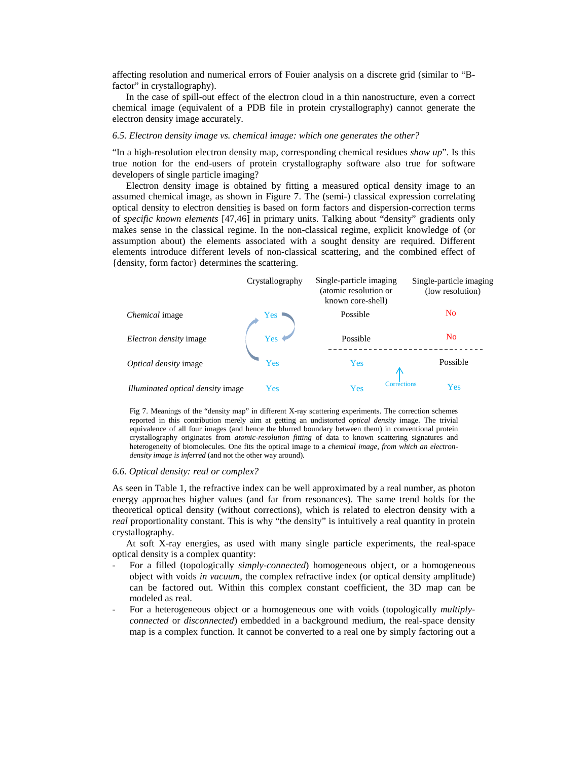affecting resolution and numerical errors of Fouier analysis on a discrete grid (similar to "B-factor" in crystallography).

In the case of spill-out effect of the electron cloud in a thin nanostructure, even a correct chemical image (equivalent of a PDB file in protein crystallography) cannot generate the electron density image accurately.

*6.5. Electron density image vs. chemical image: which one generates the other?*

"In a high-resolution electron density map, corresponding chemical residues *show up*". Is this true notion for the end-users of protein crystallography software also true for software developers of single particle imaging?

Electron density image is obtained by fitting a measured optical density image to an assumed chemical image, as shown in Figure 7. The (semi-) classical expression correlating optical density to electron densities is based on form factors and dispersion-correction terms of *specific known elements* [47,46] in primary units. Talking about "density" gradients only makes sense in the classical regime. In the non-classical regime, explicit knowledge of (or assumption about) the elements associated with a sought density are required. Different elements introduce different levels of non-classical scattering, and the combined effect of {density, form factor} determines the scattering.

| | Crystallography | Single-particle imaging (atomic resolution or known core-shell) | Single-particle imaging (low resolution) |
|---|---|---|---|
| *Chemical* image | Yes | Possible | No |
| *Electron density* image | Yes | Possible | No |
| *Optical density* image | Yes | Yes | Possible |
| *Illuminated optical density* image | Yes | Yes | Yes |

Corrections

Fig 7. Meanings of the "density map" in different X-ray scattering experiments. The correction schemes reported in this contribution merely aim at getting an undistorted *optical density* image. The trivial equivalence of all four images (and hence the blurred boundary between them) in conventional protein crystallography originates from *atomic-resolution fitting* of data to known scattering signatures and heterogeneity of biomolecules. One fits the optical image to a *chemical image, from which an electron-density image is inferred* (and not the other way around).

*6.6. Optical density: real or complex?*

As seen in Table 1, the refractive index can be well approximated by a real number, as photon energy approaches higher values (and far from resonances). The same trend holds for the theoretical optical density (without corrections), which is related to electron density with a *real* proportionality constant. This is why "the density" is intuitively a real quantity in protein crystallography.

At soft X-ray energies, as used with many single particle experiments, the real-space optical density is a complex quantity:

- For a filled (topologically *simply-connected*) homogeneous object, or a homogeneous object with voids *in vacuum*, the complex refractive index (or optical density amplitude) can be factored out. Within this complex constant coefficient, the 3D map can be modeled as real.
- For a heterogeneous object or a homogeneous one with voids (topologically *multiply-connected* or *disconnected*) embedded in a background medium, the real-space density map is a complex function. It cannot be converted to a real one by simply factoring out a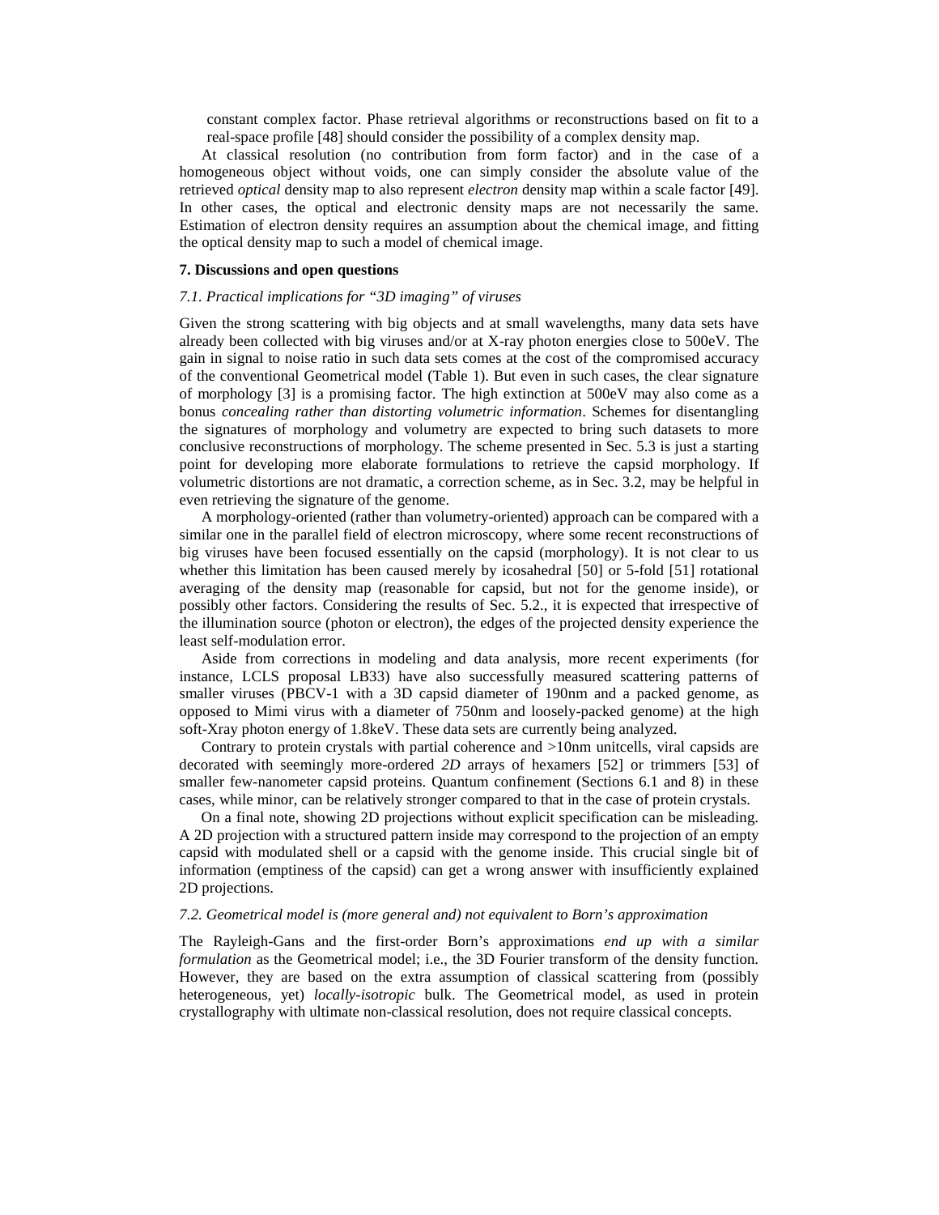constant complex factor. Phase retrieval algorithms or reconstructions based on fit to a real-space profile [48] should consider the possibility of a complex density map.

At classical resolution (no contribution from form factor) and in the case of a homogeneous object without voids, one can simply consider the absolute value of the retrieved *optical* density map to also represent *electron* density map within a scale factor [49]. In other cases, the optical and electronic density maps are not necessarily the same. Estimation of electron density requires an assumption about the chemical image, and fitting the optical density map to such a model of chemical image.

**7. Discussions and open questions**

*7.1. Practical implications for "3D imaging" of viruses*

Given the strong scattering with big objects and at small wavelengths, many data sets have already been collected with big viruses and/or at X-ray photon energies close to 500eV. The gain in signal to noise ratio in such data sets comes at the cost of the compromised accuracy of the conventional Geometrical model (Table 1). But even in such cases, the clear signature of morphology [3] is a promising factor. The high extinction at 500eV may also come as a bonus *concealing rather than distorting volumetric information*. Schemes for disentangling the signatures of morphology and volumetry are expected to bring such datasets to more conclusive reconstructions of morphology. The scheme presented in Sec. 5.3 is just a starting point for developing more elaborate formulations to retrieve the capsid morphology. If volumetric distortions are not dramatic, a correction scheme, as in Sec. 3.2, may be helpful in even retrieving the signature of the genome.

A morphology-oriented (rather than volumetry-oriented) approach can be compared with a similar one in the parallel field of electron microscopy, where some recent reconstructions of big viruses have been focused essentially on the capsid (morphology). It is not clear to us whether this limitation has been caused merely by icosahedral [50] or 5-fold [51] rotational averaging of the density map (reasonable for capsid, but not for the genome inside), or possibly other factors. Considering the results of Sec. 5.2., it is expected that irrespective of the illumination source (photon or electron), the edges of the projected density experience the least self-modulation error.

Aside from corrections in modeling and data analysis, more recent experiments (for instance, LCLS proposal LB33) have also successfully measured scattering patterns of smaller viruses (PBCV-1 with a 3D capsid diameter of 190nm and a packed genome, as opposed to Mimi virus with a diameter of 750nm and loosely-packed genome) at the high soft-Xray photon energy of 1.8keV. These data sets are currently being analyzed.

Contrary to protein crystals with partial coherence and >10nm unitcells, viral capsids are decorated with seemingly more-ordered *2D* arrays of hexamers [52] or trimmers [53] of smaller few-nanometer capsid proteins. Quantum confinement (Sections 6.1 and 8) in these cases, while minor, can be relatively stronger compared to that in the case of protein crystals.

On a final note, showing 2D projections without explicit specification can be misleading. A 2D projection with a structured pattern inside may correspond to the projection of an empty capsid with modulated shell or a capsid with the genome inside. This crucial single bit of information (emptiness of the capsid) can get a wrong answer with insufficiently explained 2D projections.

*7.2. Geometrical model is (more general and) not equivalent to Born's approximation*

The Rayleigh-Gans and the first-order Born's approximations *end up with a similar formulation* as the Geometrical model; i.e., the 3D Fourier transform of the density function. However, they are based on the extra assumption of classical scattering from (possibly heterogeneous, yet) *locally-isotropic* bulk. The Geometrical model, as used in protein crystallography with ultimate non-classical resolution, does not require classical concepts.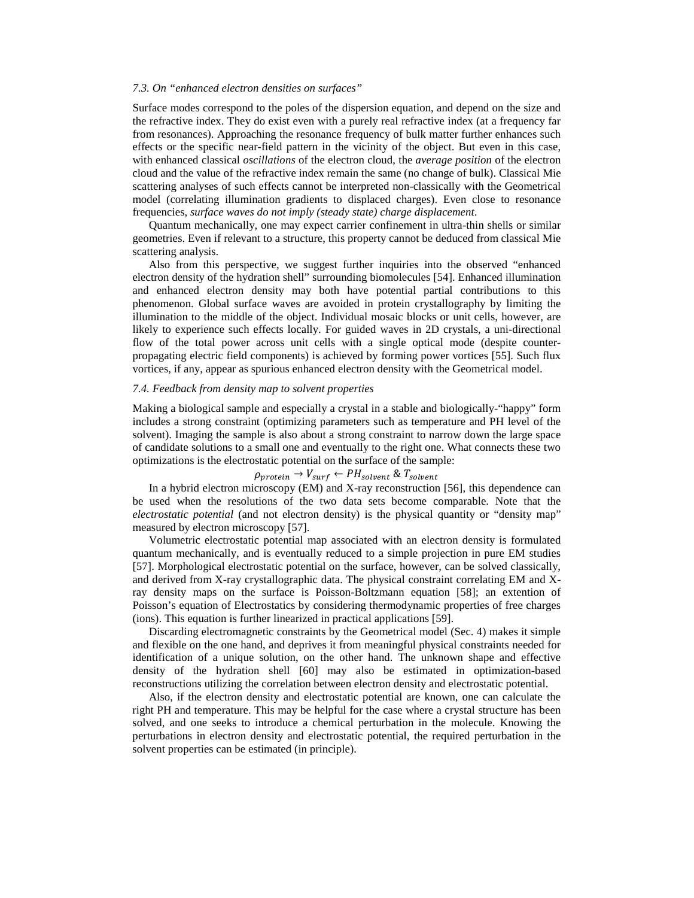### *7.3. On "enhanced electron densities on surfaces"*

Surface modes correspond to the poles of the dispersion equation, and depend on the size and the refractive index. They do exist even with a purely real refractive index (at a frequency far from resonances). Approaching the resonance frequency of bulk matter further enhances such effects or the specific near-field pattern in the vicinity of the object. But even in this case, with enhanced classical *oscillations* of the electron cloud, the *average position* of the electron cloud and the value of the refractive index remain the same (no change of bulk). Classical Mie scattering analyses of such effects cannot be interpreted non-classically with the Geometrical model (correlating illumination gradients to displaced charges). Even close to resonance frequencies, *surface waves do not imply (steady state) charge displacement*.

Quantum mechanically, one may expect carrier confinement in ultra-thin shells or similar geometries. Even if relevant to a structure, this property cannot be deduced from classical Mie scattering analysis.

Also from this perspective, we suggest further inquiries into the observed "enhanced electron density of the hydration shell" surrounding biomolecules [54]. Enhanced illumination and enhanced electron density may both have potential partial contributions to this phenomenon. Global surface waves are avoided in protein crystallography by limiting the illumination to the middle of the object. Individual mosaic blocks or unit cells, however, are likely to experience such effects locally. For guided waves in 2D crystals, a uni-directional flow of the total power across unit cells with a single optical mode (despite counter-propagating electric field components) is achieved by forming power vortices [55]. Such flux vortices, if any, appear as spurious enhanced electron density with the Geometrical model.

### *7.4. Feedback from density map to solvent properties*

Making a biological sample and especially a crystal in a stable and biologically-"happy" form includes a strong constraint (optimizing parameters such as temperature and PH level of the solvent). Imaging the sample is also about a strong constraint to narrow down the large space of candidate solutions to a small one and eventually to the right one. What connects these two optimizations is the electrostatic potential on the surface of the sample:

$$\rho_{protein} \rightarrow V_{surf} \leftarrow PH_{solvent} \;\&\; T_{solvent}$$

In a hybrid electron microscopy (EM) and X-ray reconstruction [56], this dependence can be used when the resolutions of the two data sets become comparable. Note that the *electrostatic potential* (and not electron density) is the physical quantity or "density map" measured by electron microscopy [57].

Volumetric electrostatic potential map associated with an electron density is formulated quantum mechanically, and is eventually reduced to a simple projection in pure EM studies [57]. Morphological electrostatic potential on the surface, however, can be solved classically, and derived from X-ray crystallographic data. The physical constraint correlating EM and X-ray density maps on the surface is Poisson-Boltzmann equation [58]; an extention of Poisson's equation of Electrostatics by considering thermodynamic properties of free charges (ions). This equation is further linearized in practical applications [59].

Discarding electromagnetic constraints by the Geometrical model (Sec. 4) makes it simple and flexible on the one hand, and deprives it from meaningful physical constraints needed for identification of a unique solution, on the other hand. The unknown shape and effective density of the hydration shell [60] may also be estimated in optimization-based reconstructions utilizing the correlation between electron density and electrostatic potential.

Also, if the electron density and electrostatic potential are known, one can calculate the right PH and temperature. This may be helpful for the case where a crystal structure has been solved, and one seeks to introduce a chemical perturbation in the molecule. Knowing the perturbations in electron density and electrostatic potential, the required perturbation in the solvent properties can be estimated (in principle).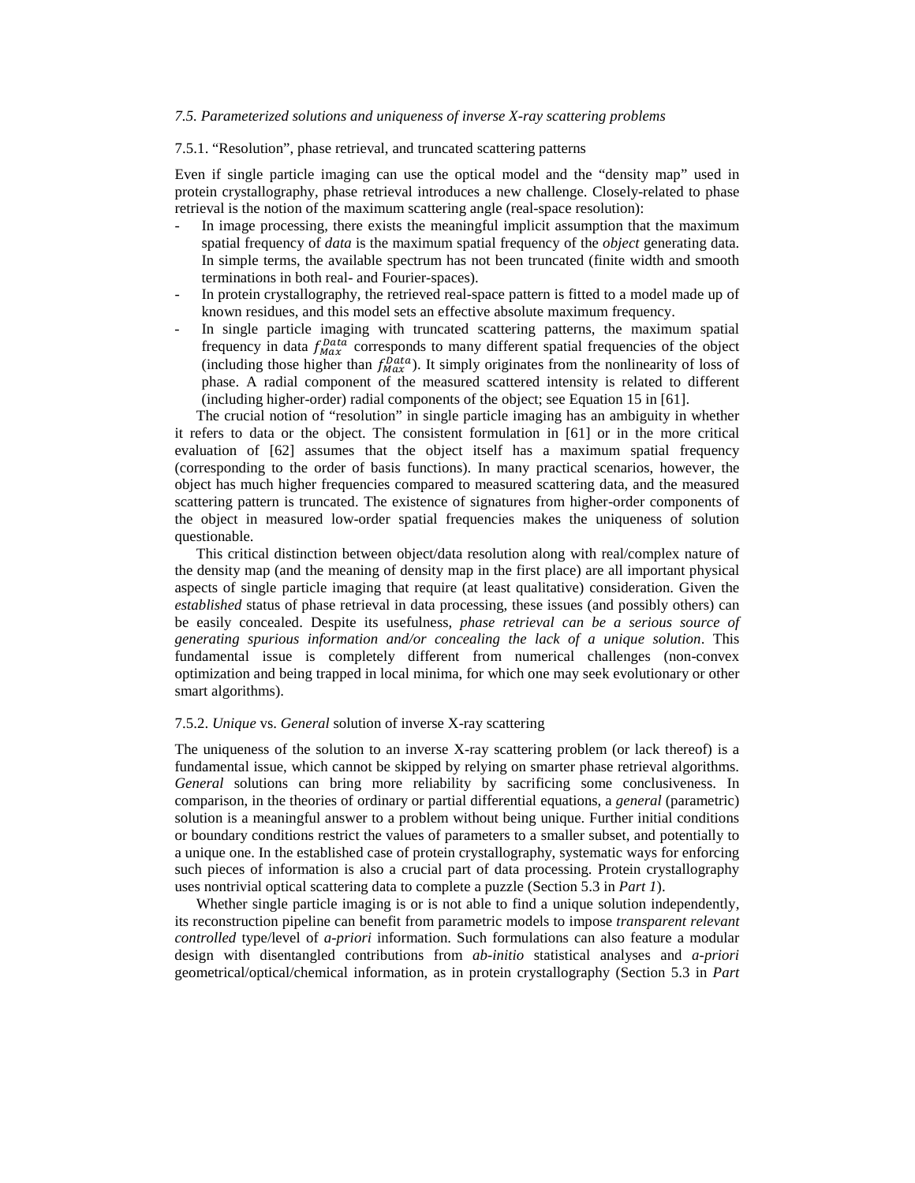*7.5. Parameterized solutions and uniqueness of inverse X-ray scattering problems*

7.5.1. "Resolution", phase retrieval, and truncated scattering patterns

Even if single particle imaging can use the optical model and the "density map" used in protein crystallography, phase retrieval introduces a new challenge. Closely-related to phase retrieval is the notion of the maximum scattering angle (real-space resolution):

- In image processing, there exists the meaningful implicit assumption that the maximum spatial frequency of *data* is the maximum spatial frequency of the *object* generating data. In simple terms, the available spectrum has not been truncated (finite width and smooth terminations in both real- and Fourier-spaces).
- In protein crystallography, the retrieved real-space pattern is fitted to a model made up of known residues, and this model sets an effective absolute maximum frequency.
- In single particle imaging with truncated scattering patterns, the maximum spatial frequency in data $f_{Max}^{Data}$ corresponds to many different spatial frequencies of the object (including those higher than $f_{Max}^{Data}$). It simply originates from the nonlinearity of loss of phase. A radial component of the measured scattered intensity is related to different (including higher-order) radial components of the object; see Equation 15 in [61].

The crucial notion of "resolution" in single particle imaging has an ambiguity in whether it refers to data or the object. The consistent formulation in [61] or in the more critical evaluation of [62] assumes that the object itself has a maximum spatial frequency (corresponding to the order of basis functions). In many practical scenarios, however, the object has much higher frequencies compared to measured scattering data, and the measured scattering pattern is truncated. The existence of signatures from higher-order components of the object in measured low-order spatial frequencies makes the uniqueness of solution questionable.

This critical distinction between object/data resolution along with real/complex nature of the density map (and the meaning of density map in the first place) are all important physical aspects of single particle imaging that require (at least qualitative) consideration. Given the *established* status of phase retrieval in data processing, these issues (and possibly others) can be easily concealed. Despite its usefulness, *phase retrieval can be a serious source of generating spurious information and/or concealing the lack of a unique solution*. This fundamental issue is completely different from numerical challenges (non-convex optimization and being trapped in local minima, for which one may seek evolutionary or other smart algorithms).

7.5.2. *Unique* vs. *General* solution of inverse X-ray scattering

The uniqueness of the solution to an inverse X-ray scattering problem (or lack thereof) is a fundamental issue, which cannot be skipped by relying on smarter phase retrieval algorithms. *General* solutions can bring more reliability by sacrificing some conclusiveness. In comparison, in the theories of ordinary or partial differential equations, a *general* (parametric) solution is a meaningful answer to a problem without being unique. Further initial conditions or boundary conditions restrict the values of parameters to a smaller subset, and potentially to a unique one. In the established case of protein crystallography, systematic ways for enforcing such pieces of information is also a crucial part of data processing. Protein crystallography uses nontrivial optical scattering data to complete a puzzle (Section 5.3 in *Part 1*).

Whether single particle imaging is or is not able to find a unique solution independently, its reconstruction pipeline can benefit from parametric models to impose *transparent relevant controlled* type/level of *a-priori* information. Such formulations can also feature a modular design with disentangled contributions from *ab-initio* statistical analyses and *a-priori* geometrical/optical/chemical information, as in protein crystallography (Section 5.3 in *Part*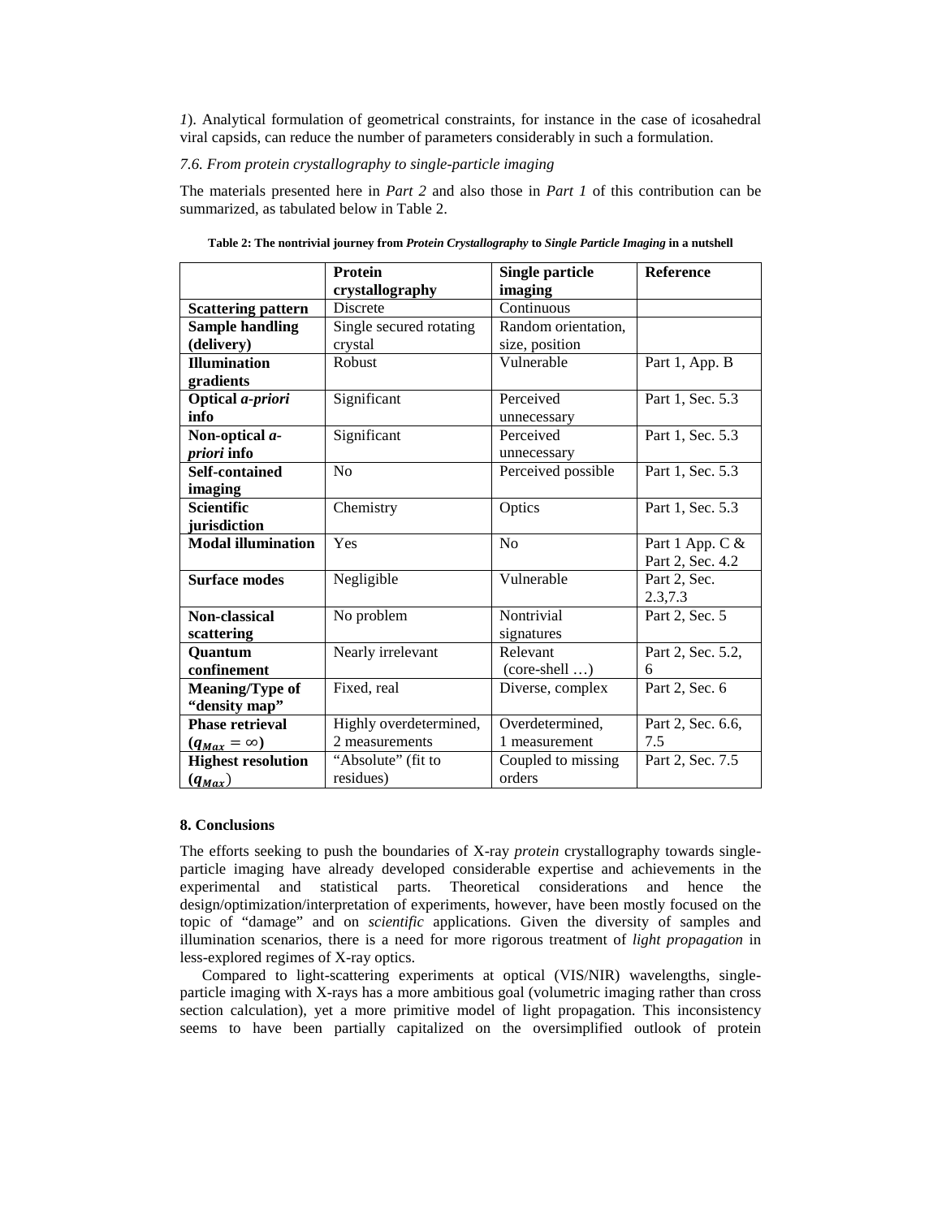*1*). Analytical formulation of geometrical constraints, for instance in the case of icosahedral viral capsids, can reduce the number of parameters considerably in such a formulation.

*7.6. From protein crystallography to single-particle imaging*

The materials presented here in *Part 2* and also those in *Part 1* of this contribution can be summarized, as tabulated below in Table 2.

**Table 2: The nontrivial journey from *Protein Crystallography* to *Single Particle Imaging* in a nutshell**

| | **Protein crystallography** | **Single particle imaging** | **Reference** |
|---|---|---|---|
| **Scattering pattern** | Discrete | Continuous | |
| **Sample handling (delivery)** | Single secured rotating crystal | Random orientation, size, position | |
| **Illumination gradients** | Robust | Vulnerable | Part 1, App. B |
| **Optical *a-priori* info** | Significant | Perceived unnecessary | Part 1, Sec. 5.3 |
| **Non-optical *a-priori* info** | Significant | Perceived unnecessary | Part 1, Sec. 5.3 |
| **Self-contained imaging** | No | Perceived possible | Part 1, Sec. 5.3 |
| **Scientific jurisdiction** | Chemistry | Optics | Part 1, Sec. 5.3 |
| **Modal illumination** | Yes | No | Part 1 App. C & Part 2, Sec. 4.2 |
| **Surface modes** | Negligible | Vulnerable | Part 2, Sec. 2.3,7.3 |
| **Non-classical scattering** | No problem | Nontrivial signatures | Part 2, Sec. 5 |
| **Quantum confinement** | Nearly irrelevant | Relevant (core-shell …) | Part 2, Sec. 5.2, 6 |
| **Meaning/Type of "density map"** | Fixed, real | Diverse, complex | Part 2, Sec. 6 |
| **Phase retrieval ($q_{Max} = \infty$)** | Highly overdetermined, 2 measurements | Overdetermined, 1 measurement | Part 2, Sec. 6.6, 7.5 |
| **Highest resolution ($q_{Max}$)** | "Absolute" (fit to residues) | Coupled to missing orders | Part 2, Sec. 7.5 |

## 8. Conclusions

The efforts seeking to push the boundaries of X-ray *protein* crystallography towards single-particle imaging have already developed considerable expertise and achievements in the experimental and statistical parts. Theoretical considerations and hence the design/optimization/interpretation of experiments, however, have been mostly focused on the topic of "damage" and on *scientific* applications. Given the diversity of samples and illumination scenarios, there is a need for more rigorous treatment of *light propagation* in less-explored regimes of X-ray optics.

Compared to light-scattering experiments at optical (VIS/NIR) wavelengths, single-particle imaging with X-rays has a more ambitious goal (volumetric imaging rather than cross section calculation), yet a more primitive model of light propagation. This inconsistency seems to have been partially capitalized on the oversimplified outlook of protein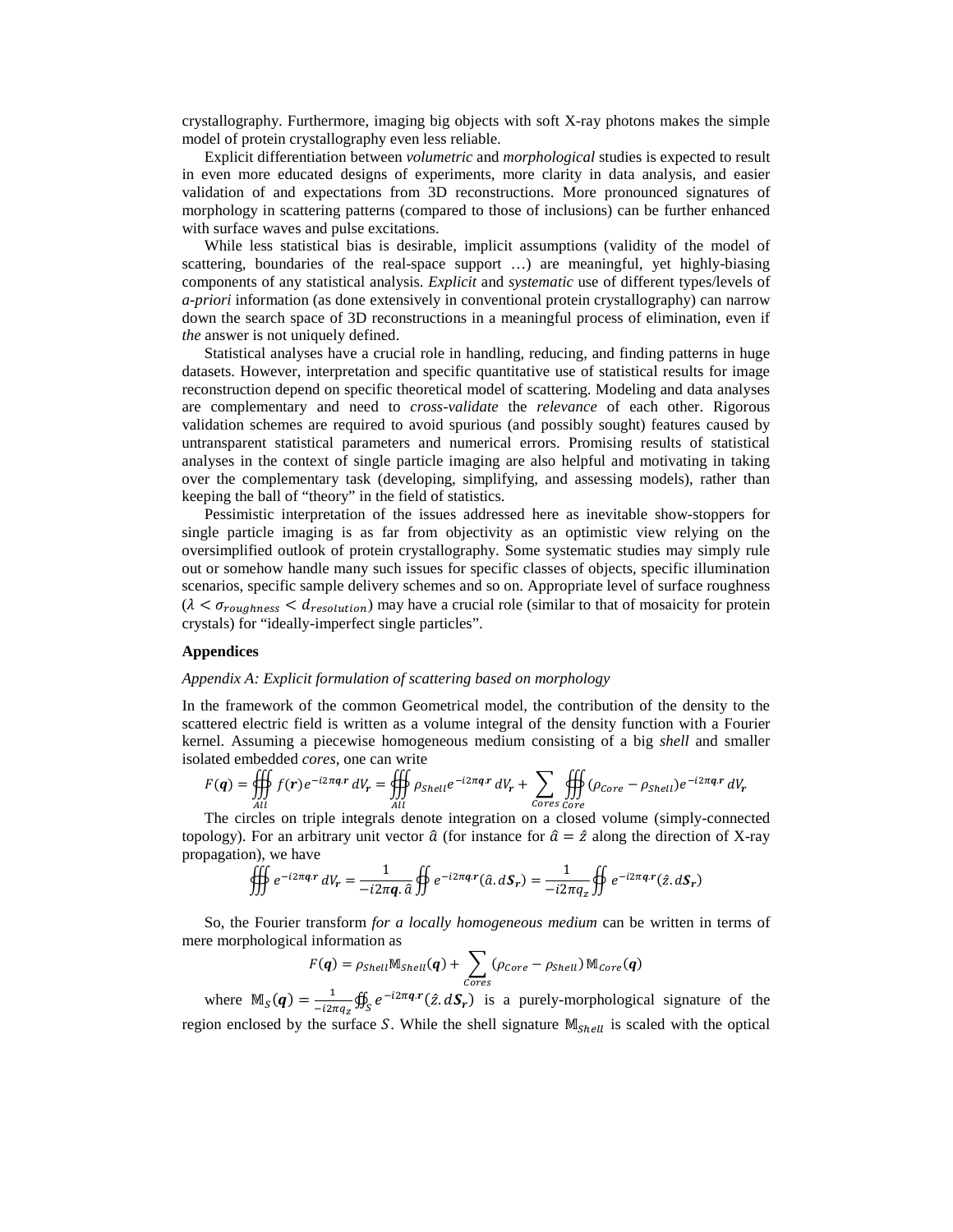crystallography. Furthermore, imaging big objects with soft X-ray photons makes the simple model of protein crystallography even less reliable.

Explicit differentiation between *volumetric* and *morphological* studies is expected to result in even more educated designs of experiments, more clarity in data analysis, and easier validation of and expectations from 3D reconstructions. More pronounced signatures of morphology in scattering patterns (compared to those of inclusions) can be further enhanced with surface waves and pulse excitations.

While less statistical bias is desirable, implicit assumptions (validity of the model of scattering, boundaries of the real-space support …) are meaningful, yet highly-biasing components of any statistical analysis. *Explicit* and *systematic* use of different types/levels of *a-priori* information (as done extensively in conventional protein crystallography) can narrow down the search space of 3D reconstructions in a meaningful process of elimination, even if *the* answer is not uniquely defined.

Statistical analyses have a crucial role in handling, reducing, and finding patterns in huge datasets. However, interpretation and specific quantitative use of statistical results for image reconstruction depend on specific theoretical model of scattering. Modeling and data analyses are complementary and need to *cross-validate* the *relevance* of each other. Rigorous validation schemes are required to avoid spurious (and possibly sought) features caused by untransparent statistical parameters and numerical errors. Promising results of statistical analyses in the context of single particle imaging are also helpful and motivating in taking over the complementary task (developing, simplifying, and assessing models), rather than keeping the ball of "theory" in the field of statistics.

Pessimistic interpretation of the issues addressed here as inevitable show-stoppers for single particle imaging is as far from objectivity as an optimistic view relying on the oversimplified outlook of protein crystallography. Some systematic studies may simply rule out or somehow handle many such issues for specific classes of objects, specific illumination scenarios, specific sample delivery schemes and so on. Appropriate level of surface roughness ($\lambda < \sigma_{roughness} < d_{resolution}$) may have a crucial role (similar to that of mosaicity for protein crystals) for "ideally-imperfect single particles".

**Appendices**

*Appendix A: Explicit formulation of scattering based on morphology*

In the framework of the common Geometrical model, the contribution of the density to the scattered electric field is written as a volume integral of the density function with a Fourier kernel. Assuming a piecewise homogeneous medium consisting of a big *shell* and smaller isolated embedded *cores*, one can write

$$F(\boldsymbol{q}) = \oiiint_{All} f(\boldsymbol{r}) e^{-i2\pi\boldsymbol{q}.\boldsymbol{r}}\, dV_{\boldsymbol{r}} = \oiiint_{All} \rho_{Shell} e^{-i2\pi\boldsymbol{q}.\boldsymbol{r}}\, dV_{\boldsymbol{r}} + \sum_{Cores} \oiiint_{Core} (\rho_{Core} - \rho_{Shell}) e^{-i2\pi\boldsymbol{q}.\boldsymbol{r}}\, dV_{\boldsymbol{r}}$$

The circles on triple integrals denote integration on a closed volume (simply-connected topology). For an arbitrary unit vector $\hat{a}$ (for instance for $\hat{a} = \hat{z}$ along the direction of X-ray propagation), we have

$$\oiiint e^{-i2\pi\boldsymbol{q}.\boldsymbol{r}}\, dV_{\boldsymbol{r}} = \frac{1}{-i2\pi\boldsymbol{q}.\hat{a}} \oiint e^{-i2\pi\boldsymbol{q}.\boldsymbol{r}} (\hat{a}.\, d\boldsymbol{S}_{\boldsymbol{r}}) = \frac{1}{-i2\pi q_z} \oiint e^{-i2\pi\boldsymbol{q}.\boldsymbol{r}} (\hat{z}.\, d\boldsymbol{S}_{\boldsymbol{r}})$$

So, the Fourier transform *for a locally homogeneous medium* can be written in terms of mere morphological information as

$$F(\boldsymbol{q}) = \rho_{Shell} \mathbb{M}_{Shell}(\boldsymbol{q}) + \sum_{Cores} (\rho_{Core} - \rho_{Shell})\, \mathbb{M}_{Core}(\boldsymbol{q})$$

where $\mathbb{M}_S(\boldsymbol{q}) = \frac{1}{-i2\pi q_z} \oiint_S e^{-i2\pi\boldsymbol{q}.\boldsymbol{r}} (\hat{z}.\, d\boldsymbol{S}_{\boldsymbol{r}})$ is a purely-morphological signature of the region enclosed by the surface $S$. While the shell signature $\mathbb{M}_{Shell}$ is scaled with the optical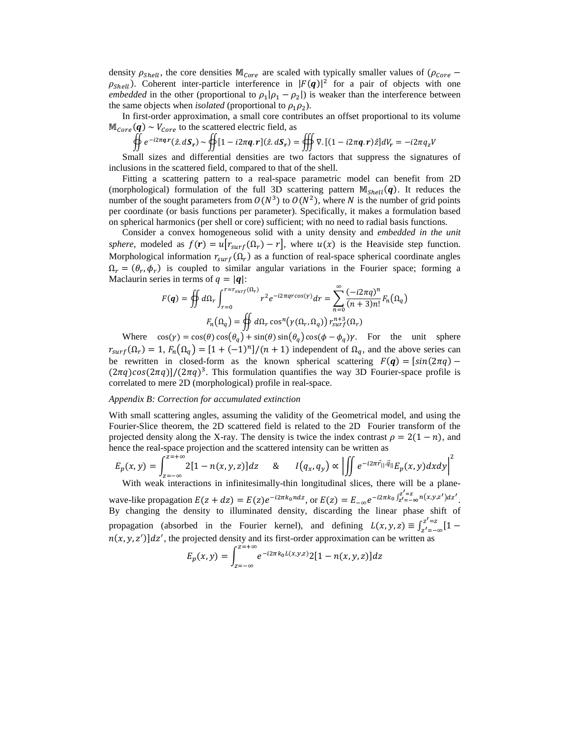density $\rho_{Shell}$, the core densities $\mathbb{M}_{Core}$ are scaled with typically smaller values of $(\rho_{Core} - \rho_{Shell})$. Coherent inter-particle interference in $|F(\boldsymbol{q})|^2$ for a pair of objects with one *embedded* in the other (proportional to $\rho_1|\rho_1 - \rho_2|$) is weaker than the interference between the same objects when *isolated* (proportional to $\rho_1\rho_2$).

In first-order approximation, a small core contributes an offset proportional to its volume $\mathbb{M}_{Core}(\boldsymbol{q}) \sim V_{Core}$ to the scattered electric field, as

$$\oiint e^{-i2\pi\boldsymbol{q}.\boldsymbol{r}}(\hat{z}.d\boldsymbol{S}_r) \sim \oiint [1 - i2\pi\boldsymbol{q}.\boldsymbol{r}](\hat{z}.d\boldsymbol{S}_r) = \oiiint \nabla.[(1 - i2\pi\boldsymbol{q}.\boldsymbol{r})\hat{z}]dV_{\boldsymbol{r}} = -i2\pi q_z V$$

Small sizes and differential densities are two factors that suppress the signatures of inclusions in the scattered field, compared to that of the shell.

Fitting a scattering pattern to a real-space parametric model can benefit from 2D (morphological) formulation of the full 3D scattering pattern $\mathbb{M}_{Shell}(\boldsymbol{q})$. It reduces the number of the sought parameters from $O(N^3)$ to $O(N^2)$, where $N$ is the number of grid points per coordinate (or basis functions per parameter). Specifically, it makes a formulation based on spherical harmonics (per shell or core) sufficient; with no need to radial basis functions.

Consider a convex homogeneous solid with a unity density and *embedded in the unit sphere*, modeled as $f(\boldsymbol{r}) = u[r_{surf}(\Omega_r) - r]$, where $u(x)$ is the Heaviside step function. Morphological information $r_{surf}(\Omega_r)$ as a function of real-space spherical coordinate angles $\Omega_r = (\theta_r, \phi_r)$ is coupled to similar angular variations in the Fourier space; forming a Maclaurin series in terms of $q = |\boldsymbol{q}|$:

$$F(\boldsymbol{q}) = \oiint d\Omega_r \int_{r=0}^{r=r_{surf}(\Omega_r)} r^2 e^{-i2\pi q r cos(\gamma)} dr = \sum_{n=0}^{\infty} \frac{(-i2\pi q)^n}{(n+3)n!} F_n(\Omega_q)$$

$$F_n(\Omega_q) = \oiint d\Omega_r \cos^n(\gamma(\Omega_r, \Omega_q))\, r_{surf}^{n+3}(\Omega_r)$$

Where $\cos(\gamma) = \cos(\theta)\cos(\theta_q) + \sin(\theta)\sin(\theta_q)\cos(\phi - \phi_q)\gamma$. For the unit sphere $r_{surf}(\Omega_r) = 1$, $F_n(\Omega_q) = [1 + (-1)^n]/(n+1)$ independent of $\Omega_q$, and the above series can be rewritten in closed-form as the known spherical scattering $F(\boldsymbol{q}) = [sin(2\pi q) - (2\pi q)cos(2\pi q)]/(2\pi q)^3$. This formulation quantifies the way 3D Fourier-space profile is correlated to mere 2D (morphological) profile in real-space.

*Appendix B: Correction for accumulated extinction*

With small scattering angles, assuming the validity of the Geometrical model, and using the Fourier-Slice theorem, the 2D scattered field is related to the 2D Fourier transform of the projected density along the X-ray. The density is twice the index contrast $\rho = 2(1 - n)$, and hence the real-space projection and the scattered intensity can be written as

$$E_p(x, y) = \int_{z=-\infty}^{z=+\infty} 2[1 - n(x, y, z)]dz \quad \& \quad I(q_x, q_y) \propto \left|\iint e^{-i2\pi\vec{r}_{||}.\vec{q}_{||}} E_p(x, y)dxdy\right|^2$$

With weak interactions in infinitesimally-thin longitudinal slices, there will be a plane-wave-like propagation $E(z + dz) = E(z)e^{-i2\pi k_0 n dz}$, or $E(z) = E_{-\infty}e^{-i2\pi k_0 \int_{z'=-\infty}^{z'=z} n(x,y,z')dz'}$. By changing the density to illuminated density, discarding the linear phase shift of propagation (absorbed in the Fourier kernel), and defining $L(x, y, z) \equiv \int_{z'=-\infty}^{z'=z}[1 - n(x, y, z')]dz'$, the projected density and its first-order approximation can be written as

$$E_p(x, y) = \int_{z=-\infty}^{z=+\infty} e^{-i2\pi k_0 L(x,y,z)} 2[1 - n(x, y, z)]dz$$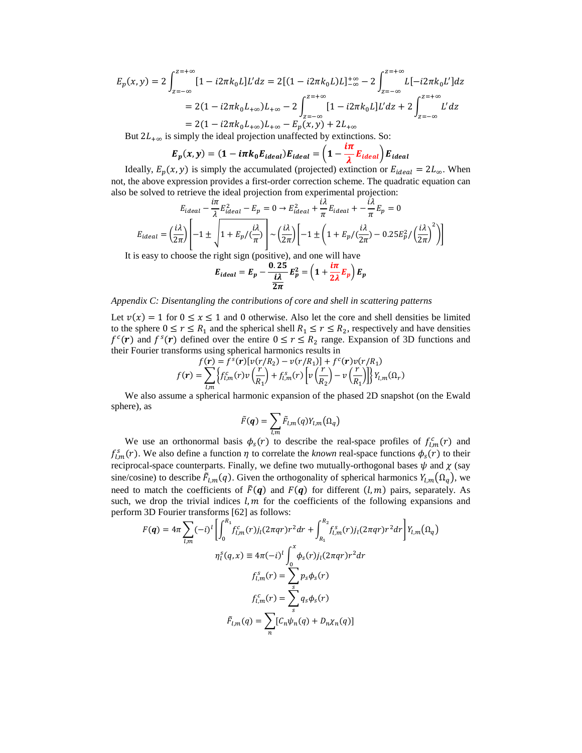$$E_p(x,y) = 2\int_{z=-\infty}^{z=+\infty} [1 - i2\pi k_0 L]L'dz = 2[(1 - i2\pi k_0 L)L]_{-\infty}^{+\infty} - 2\int_{z=-\infty}^{z=+\infty} L[-i2\pi k_0 L']dz$$
$$= 2(1 - i2\pi k_0 L_{+\infty})L_{+\infty} - 2\int_{z=-\infty}^{z=+\infty} [1 - i2\pi k_0 L]L'dz + 2\int_{z=-\infty}^{z=+\infty} L'dz$$
$$= 2(1 - i2\pi k_0 L_{+\infty})L_{+\infty} - E_p(x,y) + 2L_{+\infty}$$

But $2L_{+\infty}$ is simply the ideal projection unaffected by extinctions. So:

$$\boldsymbol{E_p(x,y) = (1 - i\pi k_0 E_{ideal})E_{ideal} = \left(1 - \frac{i\pi}{\lambda} E_{ideal}\right) E_{ideal}}$$

Ideally, $E_p(x,y)$ is simply the accumulated (projected) extinction or $E_{ideal} = 2L_\infty$. When not, the above expression provides a first-order correction scheme. The quadratic equation can also be solved to retrieve the ideal projection from experimental projection:

$$E_{ideal} - \frac{i\pi}{\lambda}E_{ideal}^2 - E_p = 0 \rightarrow E_{ideal}^2 + \frac{i\lambda}{\pi}E_{ideal} + -\frac{i\lambda}{\pi}E_p = 0$$

$$E_{ideal} = \left(\frac{i\lambda}{2\pi}\right)\left[-1 \pm \sqrt{1 + E_p/(\frac{i\lambda}{\pi})}\right] \sim \left(\frac{i\lambda}{2\pi}\right)\left[-1 \pm \left(1 + E_p/(\frac{i\lambda}{2\pi}) - 0.25E_p^2/\left(\frac{i\lambda}{2\pi}\right)^2\right)\right]$$

It is easy to choose the right sign (positive), and one will have

$$\boldsymbol{E_{ideal} = E_p - \frac{0.25}{\frac{i\lambda}{2\pi}}E_p^2 = \left(1 + \frac{i\pi}{2\lambda}E_p\right)E_p}$$

*Appendix C: Disentangling the contributions of core and shell in scattering patterns*

Let $v(x) = 1$ for $0 \le x \le 1$ and 0 otherwise. Also let the core and shell densities be limited to the sphere $0 \le r \le R_1$ and the spherical shell $R_1 \le r \le R_2$, respectively and have densities $f^c(\boldsymbol{r})$ and $f^s(\boldsymbol{r})$ defined over the entire $0 \le r \le R_2$ range. Expansion of 3D functions and their Fourier transforms using spherical harmonics results in

$$f(\boldsymbol{r}) = f^s(\boldsymbol{r})[v(r/R_2) - v(r/R_1)] + f^c(\boldsymbol{r})v(r/R_1)$$
$$f(\boldsymbol{r}) = \sum_{l,m}\left\{f_{l,m}^c(r)v\left(\frac{r}{R_1}\right) + f_{l,m}^s(r)\left[v\left(\frac{r}{R_2}\right) - v\left(\frac{r}{R_1}\right)\right]\right\}Y_{l,m}(\Omega_r)$$

We also assume a spherical harmonic expansion of the phased 2D snapshot (on the Ewald sphere), as

$$\tilde{F}(\boldsymbol{q}) = \sum_{l,m}\tilde{F}_{l,m}(q)Y_{l,m}(\Omega_q)$$

We use an orthonormal basis $\phi_s(r)$ to describe the real-space profiles of $f_{l,m}^c(r)$ and $f_{l,m}^s(r)$. We also define a function $\eta$ to correlate the *known* real-space functions $\phi_s(r)$ to their reciprocal-space counterparts. Finally, we define two mutually-orthogonal bases $\psi$ and $\chi$ (say sine/cosine) to describe $\tilde{F}_{l,m}(q)$. Given the orthogonality of spherical harmonics $Y_{l,m}(\Omega_q)$, we need to match the coefficients of $\tilde{F}(\boldsymbol{q})$ and $F(\boldsymbol{q})$ for different $(l,m)$ pairs, separately. As such, we drop the trivial indices $l,m$ for the coefficients of the following expansions and perform 3D Fourier transforms [62] as follows:

$$F(\boldsymbol{q}) = 4\pi\sum_{l,m}(-i)^l\left[\int_0^{R_1} f_{l,m}^c(r)j_l(2\pi qr)r^2dr + \int_{R_1}^{R_2} f_{l,m}^s(r)j_l(2\pi qr)r^2dr\right]Y_{l,m}(\Omega_q)$$

$$\eta_l^s(q,x) \equiv 4\pi(-i)^l\int_0^x \phi_s(r)j_l(2\pi qr)r^2dr$$

$$f_{l,m}^s(r) = \sum_s p_s\phi_s(r)$$

$$f_{l,m}^c(r) = \sum_s q_s\phi_s(r)$$

$$\tilde{F}_{l,m}(q) = \sum_n[C_n\psi_n(q) + D_n\chi_n(q)]$$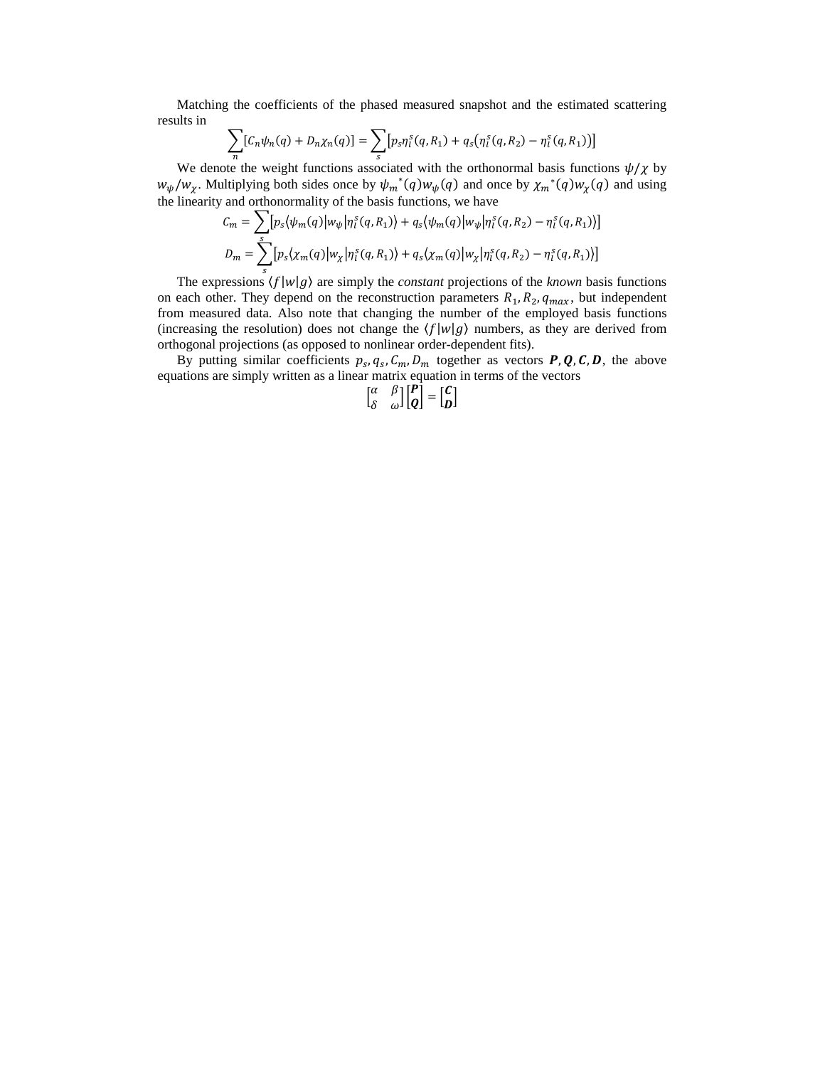Matching the coefficients of the phased measured snapshot and the estimated scattering results in

$$\sum_n [C_n \psi_n(q) + D_n \chi_n(q)] = \sum_s [p_s \eta_l^s(q, R_1) + q_s(\eta_l^s(q, R_2) - \eta_l^s(q, R_1))]$$

We denote the weight functions associated with the orthonormal basis functions $\psi/\chi$ by $w_\psi/w_\chi$. Multiplying both sides once by $\psi_m{}^*(q) w_\psi(q)$ and once by $\chi_m{}^*(q) w_\chi(q)$ and using the linearity and orthonormality of the basis functions, we have

$$C_m = \sum_s [p_s \langle \psi_m(q) | w_\psi | \eta_l^s(q, R_1) \rangle + q_s \langle \psi_m(q) | w_\psi | \eta_l^s(q, R_2) - \eta_l^s(q, R_1) \rangle]$$

$$D_m = \sum_s [p_s \langle \chi_m(q) | w_\chi | \eta_l^s(q, R_1) \rangle + q_s \langle \chi_m(q) | w_\chi | \eta_l^s(q, R_2) - \eta_l^s(q, R_1) \rangle]$$

The expressions $\langle f | w | g \rangle$ are simply the *constant* projections of the *known* basis functions on each other. They depend on the reconstruction parameters $R_1, R_2, q_{max}$, but independent from measured data. Also note that changing the number of the employed basis functions (increasing the resolution) does not change the $\langle f | w | g \rangle$ numbers, as they are derived from orthogonal projections (as opposed to nonlinear order-dependent fits).

By putting similar coefficients $p_s, q_s, C_m, D_m$ together as vectors $\boldsymbol{P}, \boldsymbol{Q}, \boldsymbol{C}, \boldsymbol{D}$, the above equations are simply written as a linear matrix equation in terms of the vectors

$$\begin{bmatrix} \alpha & \beta \\ \delta & \omega \end{bmatrix} \begin{bmatrix} \boldsymbol{P} \\ \boldsymbol{Q} \end{bmatrix} = \begin{bmatrix} \boldsymbol{C} \\ \boldsymbol{D} \end{bmatrix}$$